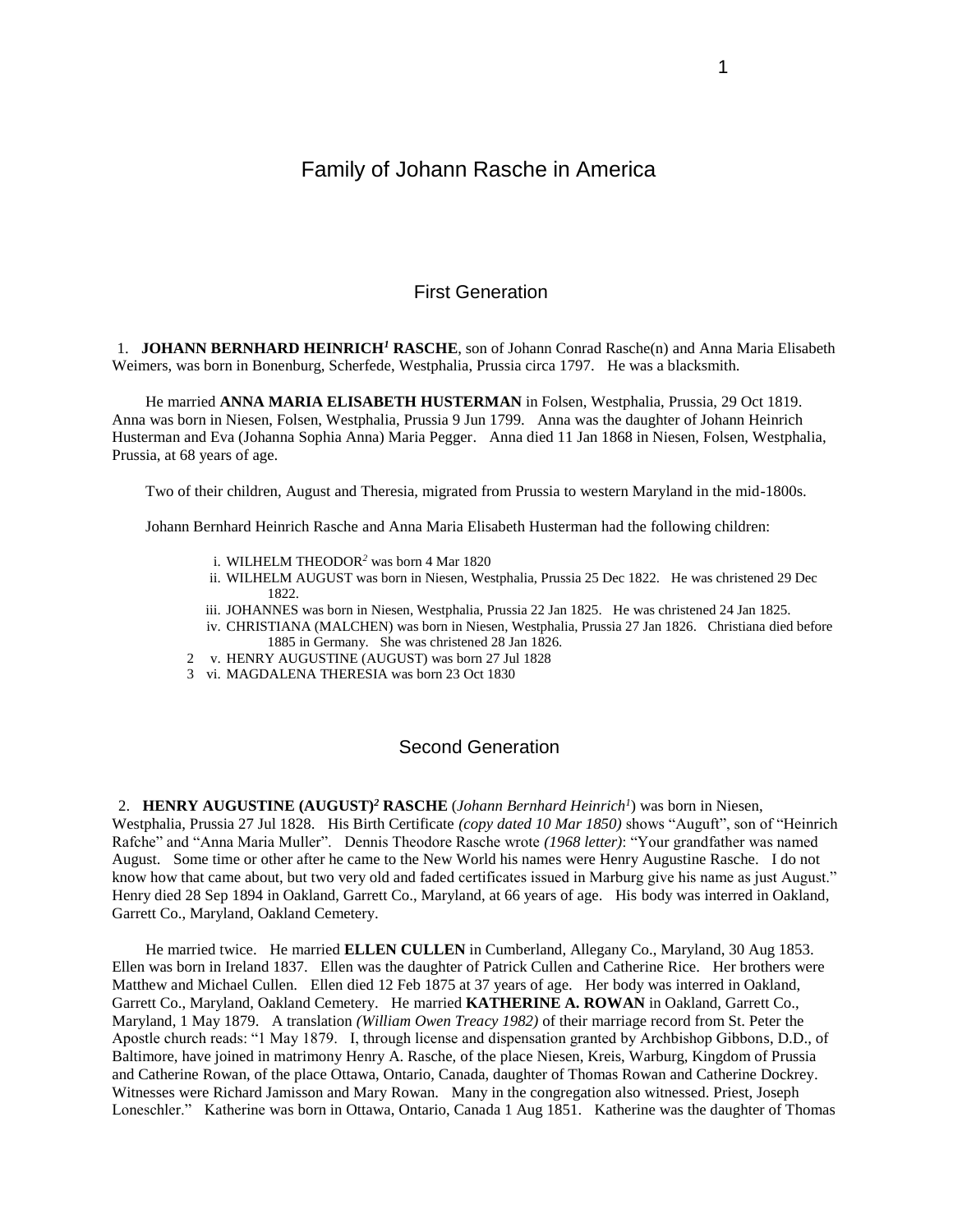# Family of Johann Rasche in America

## First Generation

1. **JOHANN BERNHARD HEINRICH[1] RASCHE**, son of Johann Conrad Rasche(n) and Anna Maria Elisabeth Weimers, was born in Bonenburg, Scherfede, Westphalia, Prussia circa 1797. He was a blacksmith.

He married **ANNA MARIA ELISABETH HUSTERMAN** in Folsen, Westphalia, Prussia, 29 Oct 1819. Anna was born in Niesen, Folsen, Westphalia, Prussia 9 Jun 1799. Anna was the daughter of Johann Heinrich Husterman and Eva (Johanna Sophia Anna) Maria Pegger. Anna died 11 Jan 1868 in Niesen, Folsen, Westphalia, Prussia, at 68 years of age.

Two of their children, August and Theresia, migrated from Prussia to western Maryland in the mid-1800s.

Johann Bernhard Heinrich Rasche and Anna Maria Elisabeth Husterman had the following children:

- i. WILHELM THEODOR[2] was born 4 Mar 1820
- ii. WILHELM AUGUST was born in Niesen, Westphalia, Prussia 25 Dec 1822. He was christened 29 Dec 1822.
- iii. JOHANNES was born in Niesen, Westphalia, Prussia 22 Jan 1825. He was christened 24 Jan 1825.
- iv. CHRISTIANA (MALCHEN) was born in Niesen, Westphalia, Prussia 27 Jan 1826. Christiana died before 1885 in Germany. She was christened 28 Jan 1826.
- 2 v. HENRY AUGUSTINE (AUGUST) was born 27 Jul 1828
- 3 vi. MAGDALENA THERESIA was born 23 Oct 1830

## Second Generation

2. **HENRY AUGUSTINE (AUGUST)[2] RASCHE** (*Johann Bernhard Heinrich[1]*) was born in Niesen, Westphalia, Prussia 27 Jul 1828. His Birth Certificate *(copy dated 10 Mar 1850)* shows "Auguft", son of "Heinrich Rafche" and "Anna Maria Muller". Dennis Theodore Rasche wrote *(1968 letter)*: "Your grandfather was named August. Some time or other after he came to the New World his names were Henry Augustine Rasche. I do not know how that came about, but two very old and faded certificates issued in Marburg give his name as just August." Henry died 28 Sep 1894 in Oakland, Garrett Co., Maryland, at 66 years of age. His body was interred in Oakland, Garrett Co., Maryland, Oakland Cemetery.

He married twice. He married **ELLEN CULLEN** in Cumberland, Allegany Co., Maryland, 30 Aug 1853. Ellen was born in Ireland 1837. Ellen was the daughter of Patrick Cullen and Catherine Rice. Her brothers were Matthew and Michael Cullen. Ellen died 12 Feb 1875 at 37 years of age. Her body was interred in Oakland, Garrett Co., Maryland, Oakland Cemetery. He married **KATHERINE A. ROWAN** in Oakland, Garrett Co., Maryland, 1 May 1879. A translation *(William Owen Treacy 1982)* of their marriage record from St. Peter the Apostle church reads: "1 May 1879. I, through license and dispensation granted by Archbishop Gibbons, D.D., of Baltimore, have joined in matrimony Henry A. Rasche, of the place Niesen, Kreis, Warburg, Kingdom of Prussia and Catherine Rowan, of the place Ottawa, Ontario, Canada, daughter of Thomas Rowan and Catherine Dockrey. Witnesses were Richard Jamisson and Mary Rowan. Many in the congregation also witnessed. Priest, Joseph Loneschler." Katherine was born in Ottawa, Ontario, Canada 1 Aug 1851. Katherine was the daughter of Thomas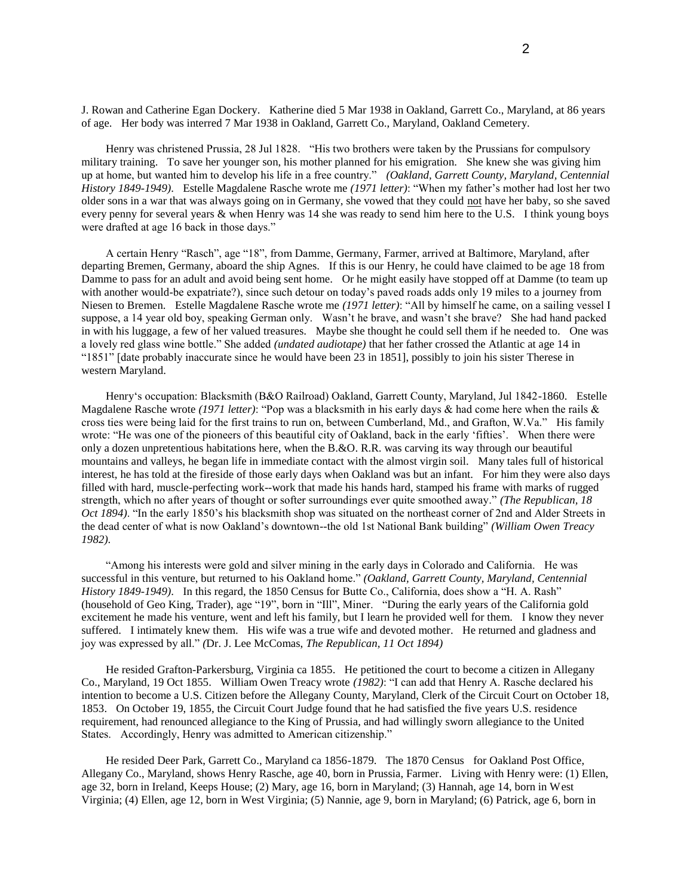J. Rowan and Catherine Egan Dockery. Katherine died 5 Mar 1938 in Oakland, Garrett Co., Maryland, at 86 years of age. Her body was interred 7 Mar 1938 in Oakland, Garrett Co., Maryland, Oakland Cemetery.

Henry was christened Prussia, 28 Jul 1828. "His two brothers were taken by the Prussians for compulsory military training. To save her younger son, his mother planned for his emigration. She knew she was giving him up at home, but wanted him to develop his life in a free country." *(Oakland, Garrett County, Maryland, Centennial History 1849-1949)*. Estelle Magdalene Rasche wrote me *(1971 letter)*: "When my father's mother had lost her two older sons in a war that was always going on in Germany, she vowed that they could not have her baby, so she saved every penny for several years & when Henry was 14 she was ready to send him here to the U.S. I think young boys were drafted at age 16 back in those days."

A certain Henry "Rasch", age "18", from Damme, Germany, Farmer, arrived at Baltimore, Maryland, after departing Bremen, Germany, aboard the ship Agnes. If this is our Henry, he could have claimed to be age 18 from Damme to pass for an adult and avoid being sent home. Or he might easily have stopped off at Damme (to team up with another would-be expatriate?), since such detour on today's paved roads adds only 19 miles to a journey from Niesen to Bremen. Estelle Magdalene Rasche wrote me *(1971 letter)*: "All by himself he came, on a sailing vessel I suppose, a 14 year old boy, speaking German only. Wasn't he brave, and wasn't she brave? She had hand packed in with his luggage, a few of her valued treasures. Maybe she thought he could sell them if he needed to. One was a lovely red glass wine bottle." She added *(undated audiotape)* that her father crossed the Atlantic at age 14 in "1851" [date probably inaccurate since he would have been 23 in 1851], possibly to join his sister Therese in western Maryland.

Henry's occupation: Blacksmith (B&O Railroad) Oakland, Garrett County, Maryland, Jul 1842-1860. Estelle Magdalene Rasche wrote *(1971 letter)*: "Pop was a blacksmith in his early days & had come here when the rails & cross ties were being laid for the first trains to run on, between Cumberland, Md., and Grafton, W.Va." His family wrote: "He was one of the pioneers of this beautiful city of Oakland, back in the early 'fifties'. When there were only a dozen unpretentious habitations here, when the B.&O. R.R. was carving its way through our beautiful mountains and valleys, he began life in immediate contact with the almost virgin soil. Many tales full of historical interest, he has told at the fireside of those early days when Oakland was but an infant. For him they were also days filled with hard, muscle-perfecting work--work that made his hands hard, stamped his frame with marks of rugged strength, which no after years of thought or softer surroundings ever quite smoothed away." *(The Republican, 18 Oct 1894)*. "In the early 1850's his blacksmith shop was situated on the northeast corner of 2nd and Alder Streets in the dead center of what is now Oakland's downtown--the old 1st National Bank building" *(William Owen Treacy 1982)*.

"Among his interests were gold and silver mining in the early days in Colorado and California. He was successful in this venture, but returned to his Oakland home." *(Oakland, Garrett County, Maryland, Centennial History 1849-1949)*. In this regard, the 1850 Census for Butte Co., California, does show a "H. A. Rash" (household of Geo King, Trader), age "19", born in "Ill", Miner. "During the early years of the California gold excitement he made his venture, went and left his family, but I learn he provided well for them. I know they never suffered. I intimately knew them. His wife was a true wife and devoted mother. He returned and gladness and joy was expressed by all." *(*Dr. J. Lee McComas, *The Republican, 11 Oct 1894)*

He resided Grafton-Parkersburg, Virginia ca 1855. He petitioned the court to become a citizen in Allegany Co., Maryland, 19 Oct 1855. William Owen Treacy wrote *(1982)*: "I can add that Henry A. Rasche declared his intention to become a U.S. Citizen before the Allegany County, Maryland, Clerk of the Circuit Court on October 18, 1853. On October 19, 1855, the Circuit Court Judge found that he had satisfied the five years U.S. residence requirement, had renounced allegiance to the King of Prussia, and had willingly sworn allegiance to the United States. Accordingly, Henry was admitted to American citizenship."

He resided Deer Park, Garrett Co., Maryland ca 1856-1879. The 1870 Census for Oakland Post Office, Allegany Co., Maryland, shows Henry Rasche, age 40, born in Prussia, Farmer. Living with Henry were: (1) Ellen, age 32, born in Ireland, Keeps House; (2) Mary, age 16, born in Maryland; (3) Hannah, age 14, born in West Virginia; (4) Ellen, age 12, born in West Virginia; (5) Nannie, age 9, born in Maryland; (6) Patrick, age 6, born in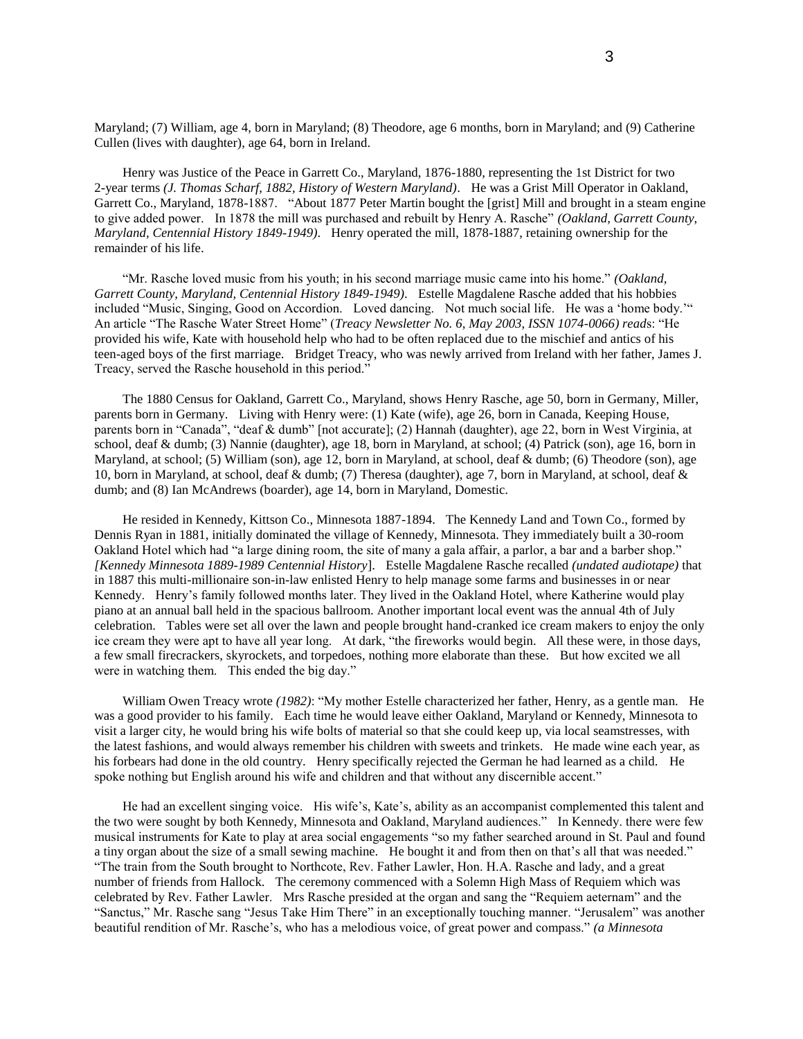Maryland; (7) William, age 4, born in Maryland; (8) Theodore, age 6 months, born in Maryland; and (9) Catherine Cullen (lives with daughter), age 64, born in Ireland.

Henry was Justice of the Peace in Garrett Co., Maryland, 1876-1880, representing the 1st District for two 2-year terms *(J. Thomas Scharf, 1882, History of Western Maryland)*. He was a Grist Mill Operator in Oakland, Garrett Co., Maryland, 1878-1887. "About 1877 Peter Martin bought the [grist] Mill and brought in a steam engine to give added power. In 1878 the mill was purchased and rebuilt by Henry A. Rasche" *(Oakland, Garrett County, Maryland, Centennial History 1849-1949)*. Henry operated the mill, 1878-1887, retaining ownership for the remainder of his life.

"Mr. Rasche loved music from his youth; in his second marriage music came into his home." *(Oakland, Garrett County, Maryland, Centennial History 1849-1949)*. Estelle Magdalene Rasche added that his hobbies included "Music, Singing, Good on Accordion. Loved dancing. Not much social life. He was a 'home body.'" An article "The Rasche Water Street Home" (*Treacy Newsletter No. 6, May 2003, ISSN 1074-0066) reads*: "He provided his wife, Kate with household help who had to be often replaced due to the mischief and antics of his teen-aged boys of the first marriage. Bridget Treacy, who was newly arrived from Ireland with her father, James J. Treacy, served the Rasche household in this period."

The 1880 Census for Oakland, Garrett Co., Maryland, shows Henry Rasche, age 50, born in Germany, Miller, parents born in Germany. Living with Henry were: (1) Kate (wife), age 26, born in Canada, Keeping House, parents born in "Canada", "deaf & dumb" [not accurate]; (2) Hannah (daughter), age 22, born in West Virginia, at school, deaf & dumb; (3) Nannie (daughter), age 18, born in Maryland, at school; (4) Patrick (son), age 16, born in Maryland, at school; (5) William (son), age 12, born in Maryland, at school, deaf & dumb; (6) Theodore (son), age 10, born in Maryland, at school, deaf & dumb; (7) Theresa (daughter), age 7, born in Maryland, at school, deaf & dumb; and (8) Ian McAndrews (boarder), age 14, born in Maryland, Domestic.

He resided in Kennedy, Kittson Co., Minnesota 1887-1894. The Kennedy Land and Town Co., formed by Dennis Ryan in 1881, initially dominated the village of Kennedy, Minnesota. They immediately built a 30-room Oakland Hotel which had "a large dining room, the site of many a gala affair, a parlor, a bar and a barber shop." *[Kennedy Minnesota 1889-1989 Centennial History*]. Estelle Magdalene Rasche recalled *(undated audiotape)* that in 1887 this multi-millionaire son-in-law enlisted Henry to help manage some farms and businesses in or near Kennedy. Henry's family followed months later. They lived in the Oakland Hotel, where Katherine would play piano at an annual ball held in the spacious ballroom. Another important local event was the annual 4th of July celebration. Tables were set all over the lawn and people brought hand-cranked ice cream makers to enjoy the only ice cream they were apt to have all year long. At dark, "the fireworks would begin. All these were, in those days, a few small firecrackers, skyrockets, and torpedoes, nothing more elaborate than these. But how excited we all were in watching them. This ended the big day."

William Owen Treacy wrote *(1982)*: "My mother Estelle characterized her father, Henry, as a gentle man. He was a good provider to his family. Each time he would leave either Oakland, Maryland or Kennedy, Minnesota to visit a larger city, he would bring his wife bolts of material so that she could keep up, via local seamstresses, with the latest fashions, and would always remember his children with sweets and trinkets. He made wine each year, as his forbears had done in the old country. Henry specifically rejected the German he had learned as a child. He spoke nothing but English around his wife and children and that without any discernible accent."

He had an excellent singing voice. His wife's, Kate's, ability as an accompanist complemented this talent and the two were sought by both Kennedy, Minnesota and Oakland, Maryland audiences." In Kennedy. there were few musical instruments for Kate to play at area social engagements "so my father searched around in St. Paul and found a tiny organ about the size of a small sewing machine. He bought it and from then on that's all that was needed." "The train from the South brought to Northcote, Rev. Father Lawler, Hon. H.A. Rasche and lady, and a great number of friends from Hallock. The ceremony commenced with a Solemn High Mass of Requiem which was celebrated by Rev. Father Lawler. Mrs Rasche presided at the organ and sang the "Requiem aeternam" and the "Sanctus," Mr. Rasche sang "Jesus Take Him There" in an exceptionally touching manner. "Jerusalem" was another beautiful rendition of Mr. Rasche's, who has a melodious voice, of great power and compass." *(a Minnesota*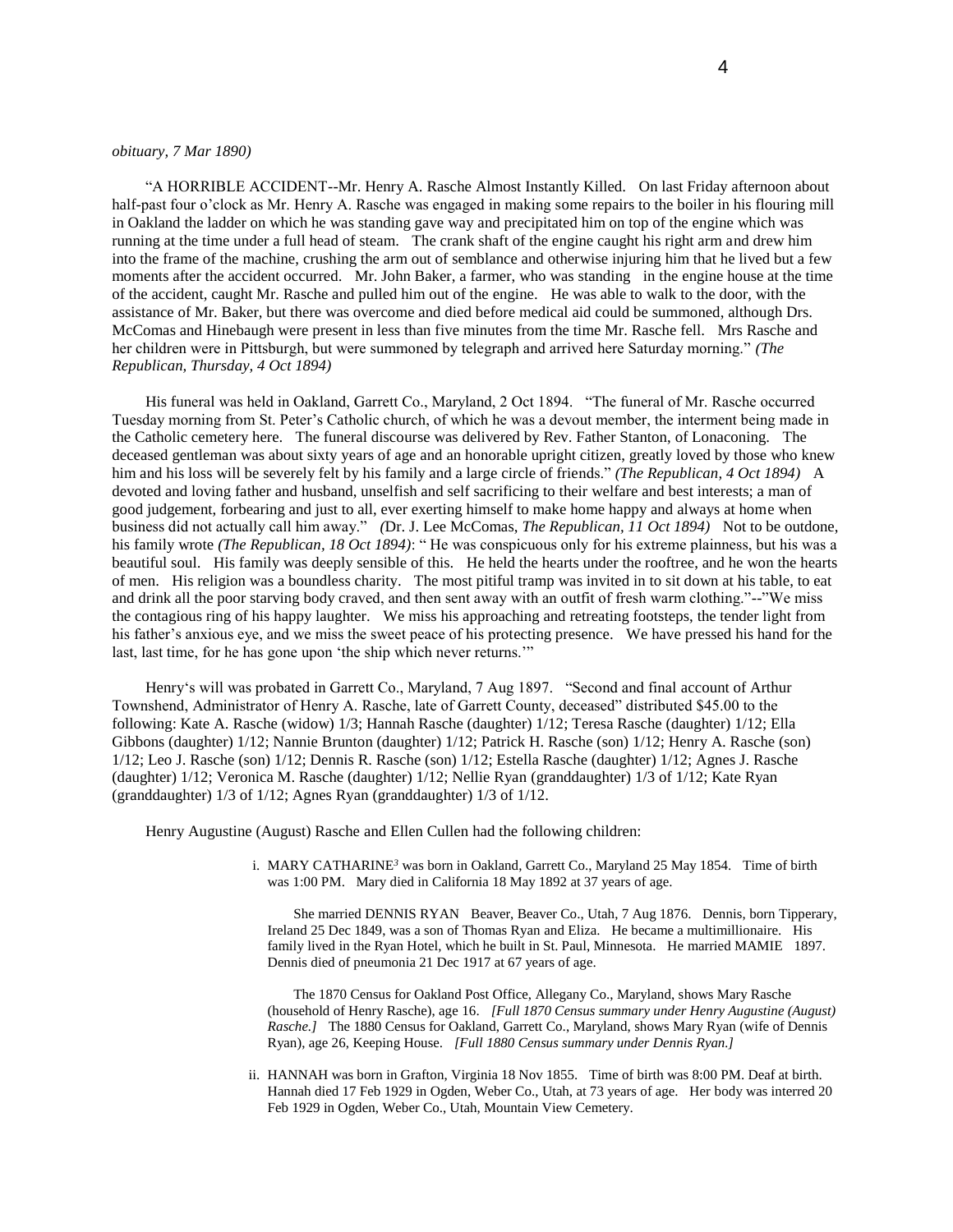*obituary, 7 Mar 1890)*

"A HORRIBLE ACCIDENT--Mr. Henry A. Rasche Almost Instantly Killed. On last Friday afternoon about half-past four o'clock as Mr. Henry A. Rasche was engaged in making some repairs to the boiler in his flouring mill in Oakland the ladder on which he was standing gave way and precipitated him on top of the engine which was running at the time under a full head of steam. The crank shaft of the engine caught his right arm and drew him into the frame of the machine, crushing the arm out of semblance and otherwise injuring him that he lived but a few moments after the accident occurred. Mr. John Baker, a farmer, who was standing in the engine house at the time of the accident, caught Mr. Rasche and pulled him out of the engine. He was able to walk to the door, with the assistance of Mr. Baker, but there was overcome and died before medical aid could be summoned, although Drs. McComas and Hinebaugh were present in less than five minutes from the time Mr. Rasche fell. Mrs Rasche and her children were in Pittsburgh, but were summoned by telegraph and arrived here Saturday morning." *(The Republican, Thursday, 4 Oct 1894)*

His funeral was held in Oakland, Garrett Co., Maryland, 2 Oct 1894. "The funeral of Mr. Rasche occurred Tuesday morning from St. Peter's Catholic church, of which he was a devout member, the interment being made in the Catholic cemetery here. The funeral discourse was delivered by Rev. Father Stanton, of Lonaconing. The deceased gentleman was about sixty years of age and an honorable upright citizen, greatly loved by those who knew him and his loss will be severely felt by his family and a large circle of friends." *(The Republican, 4 Oct 1894)* A devoted and loving father and husband, unselfish and self sacrificing to their welfare and best interests; a man of good judgement, forbearing and just to all, ever exerting himself to make home happy and always at home when business did not actually call him away." *(*Dr. J. Lee McComas, *The Republican, 11 Oct 1894)* Not to be outdone, his family wrote *(The Republican, 18 Oct 1894)*: " He was conspicuous only for his extreme plainness, but his was a beautiful soul. His family was deeply sensible of this. He held the hearts under the rooftree, and he won the hearts of men. His religion was a boundless charity. The most pitiful tramp was invited in to sit down at his table, to eat and drink all the poor starving body craved, and then sent away with an outfit of fresh warm clothing."--"We miss the contagious ring of his happy laughter. We miss his approaching and retreating footsteps, the tender light from his father's anxious eye, and we miss the sweet peace of his protecting presence. We have pressed his hand for the last, last time, for he has gone upon 'the ship which never returns.'"

Henry's will was probated in Garrett Co., Maryland, 7 Aug 1897. "Second and final account of Arthur Townshend, Administrator of Henry A. Rasche, late of Garrett County, deceased" distributed $45.00 to the following: Kate A. Rasche (widow) 1/3; Hannah Rasche (daughter) 1/12; Teresa Rasche (daughter) 1/12; Ella Gibbons (daughter) 1/12; Nannie Brunton (daughter) 1/12; Patrick H. Rasche (son) 1/12; Henry A. Rasche (son) 1/12; Leo J. Rasche (son) 1/12; Dennis R. Rasche (son) 1/12; Estella Rasche (daughter) 1/12; Agnes J. Rasche (daughter) 1/12; Veronica M. Rasche (daughter) 1/12; Nellie Ryan (granddaughter) 1/3 of 1/12; Kate Ryan (granddaughter) 1/3 of 1/12; Agnes Ryan (granddaughter) 1/3 of 1/12.

Henry Augustine (August) Rasche and Ellen Cullen had the following children:

i. MARY CATHARINE[3] was born in Oakland, Garrett Co., Maryland 25 May 1854. Time of birth was 1:00 PM. Mary died in California 18 May 1892 at 37 years of age.

She married DENNIS RYAN Beaver, Beaver Co., Utah, 7 Aug 1876. Dennis, born Tipperary, Ireland 25 Dec 1849, was a son of Thomas Ryan and Eliza. He became a multimillionaire. His family lived in the Ryan Hotel, which he built in St. Paul, Minnesota. He married MAMIE 1897. Dennis died of pneumonia 21 Dec 1917 at 67 years of age.

The 1870 Census for Oakland Post Office, Allegany Co., Maryland, shows Mary Rasche (household of Henry Rasche), age 16. *[Full 1870 Census summary under Henry Augustine (August) Rasche.]* The 1880 Census for Oakland, Garrett Co., Maryland, shows Mary Ryan (wife of Dennis Ryan), age 26, Keeping House. *[Full 1880 Census summary under Dennis Ryan.]*

ii. HANNAH was born in Grafton, Virginia 18 Nov 1855. Time of birth was 8:00 PM. Deaf at birth. Hannah died 17 Feb 1929 in Ogden, Weber Co., Utah, at 73 years of age. Her body was interred 20 Feb 1929 in Ogden, Weber Co., Utah, Mountain View Cemetery.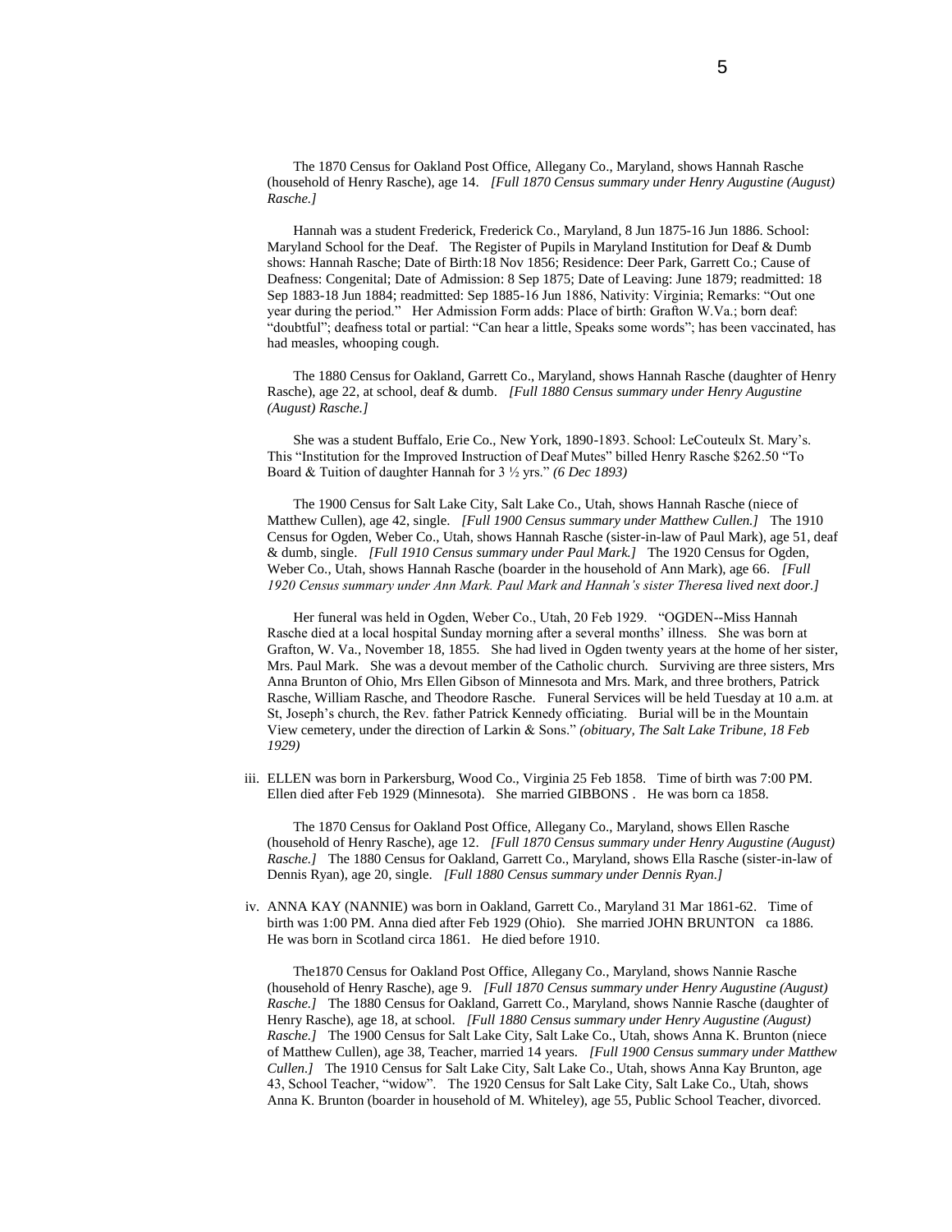The 1870 Census for Oakland Post Office, Allegany Co., Maryland, shows Hannah Rasche (household of Henry Rasche), age 14. *[Full 1870 Census summary under Henry Augustine (August) Rasche.]*

Hannah was a student Frederick, Frederick Co., Maryland, 8 Jun 1875-16 Jun 1886. School: Maryland School for the Deaf. The Register of Pupils in Maryland Institution for Deaf & Dumb shows: Hannah Rasche; Date of Birth:18 Nov 1856; Residence: Deer Park, Garrett Co.; Cause of Deafness: Congenital; Date of Admission: 8 Sep 1875; Date of Leaving: June 1879; readmitted: 18 Sep 1883-18 Jun 1884; readmitted: Sep 1885-16 Jun 1886, Nativity: Virginia; Remarks: "Out one year during the period." Her Admission Form adds: Place of birth: Grafton W.Va.; born deaf: "doubtful"; deafness total or partial: "Can hear a little, Speaks some words"; has been vaccinated, has had measles, whooping cough.

The 1880 Census for Oakland, Garrett Co., Maryland, shows Hannah Rasche (daughter of Henry Rasche), age 22, at school, deaf & dumb. *[Full 1880 Census summary under Henry Augustine (August) Rasche.]*

She was a student Buffalo, Erie Co., New York, 1890-1893. School: LeCouteulx St. Mary's. This "Institution for the Improved Instruction of Deaf Mutes" billed Henry Rasche $262.50 "To Board & Tuition of daughter Hannah for 3 ½ yrs." *(6 Dec 1893)*

The 1900 Census for Salt Lake City, Salt Lake Co., Utah, shows Hannah Rasche (niece of Matthew Cullen), age 42, single. *[Full 1900 Census summary under Matthew Cullen.]* The 1910 Census for Ogden, Weber Co., Utah, shows Hannah Rasche (sister-in-law of Paul Mark), age 51, deaf & dumb, single. *[Full 1910 Census summary under Paul Mark.]* The 1920 Census for Ogden, Weber Co., Utah, shows Hannah Rasche (boarder in the household of Ann Mark), age 66. *[Full 1920 Census summary under Ann Mark. Paul Mark and Hannah's sister Theresa lived next door.]*

Her funeral was held in Ogden, Weber Co., Utah, 20 Feb 1929. "OGDEN--Miss Hannah Rasche died at a local hospital Sunday morning after a several months' illness. She was born at Grafton, W. Va., November 18, 1855. She had lived in Ogden twenty years at the home of her sister, Mrs. Paul Mark. She was a devout member of the Catholic church. Surviving are three sisters, Mrs Anna Brunton of Ohio, Mrs Ellen Gibson of Minnesota and Mrs. Mark, and three brothers, Patrick Rasche, William Rasche, and Theodore Rasche. Funeral Services will be held Tuesday at 10 a.m. at St, Joseph's church, the Rev. father Patrick Kennedy officiating. Burial will be in the Mountain View cemetery, under the direction of Larkin & Sons." *(obituary, The Salt Lake Tribune, 18 Feb 1929)*

iii. ELLEN was born in Parkersburg, Wood Co., Virginia 25 Feb 1858. Time of birth was 7:00 PM. Ellen died after Feb 1929 (Minnesota). She married GIBBONS . He was born ca 1858.

The 1870 Census for Oakland Post Office, Allegany Co., Maryland, shows Ellen Rasche (household of Henry Rasche), age 12. *[Full 1870 Census summary under Henry Augustine (August) Rasche.]* The 1880 Census for Oakland, Garrett Co., Maryland, shows Ella Rasche (sister-in-law of Dennis Ryan), age 20, single. *[Full 1880 Census summary under Dennis Ryan.]*

iv. ANNA KAY (NANNIE) was born in Oakland, Garrett Co., Maryland 31 Mar 1861-62. Time of birth was 1:00 PM. Anna died after Feb 1929 (Ohio). She married JOHN BRUNTON ca 1886. He was born in Scotland circa 1861. He died before 1910.

The1870 Census for Oakland Post Office, Allegany Co., Maryland, shows Nannie Rasche (household of Henry Rasche), age 9. *[Full 1870 Census summary under Henry Augustine (August) Rasche.]* The 1880 Census for Oakland, Garrett Co., Maryland, shows Nannie Rasche (daughter of Henry Rasche), age 18, at school. *[Full 1880 Census summary under Henry Augustine (August) Rasche.]* The 1900 Census for Salt Lake City, Salt Lake Co., Utah, shows Anna K. Brunton (niece of Matthew Cullen), age 38, Teacher, married 14 years. *[Full 1900 Census summary under Matthew Cullen.]* The 1910 Census for Salt Lake City, Salt Lake Co., Utah, shows Anna Kay Brunton, age 43, School Teacher, "widow". The 1920 Census for Salt Lake City, Salt Lake Co., Utah, shows Anna K. Brunton (boarder in household of M. Whiteley), age 55, Public School Teacher, divorced.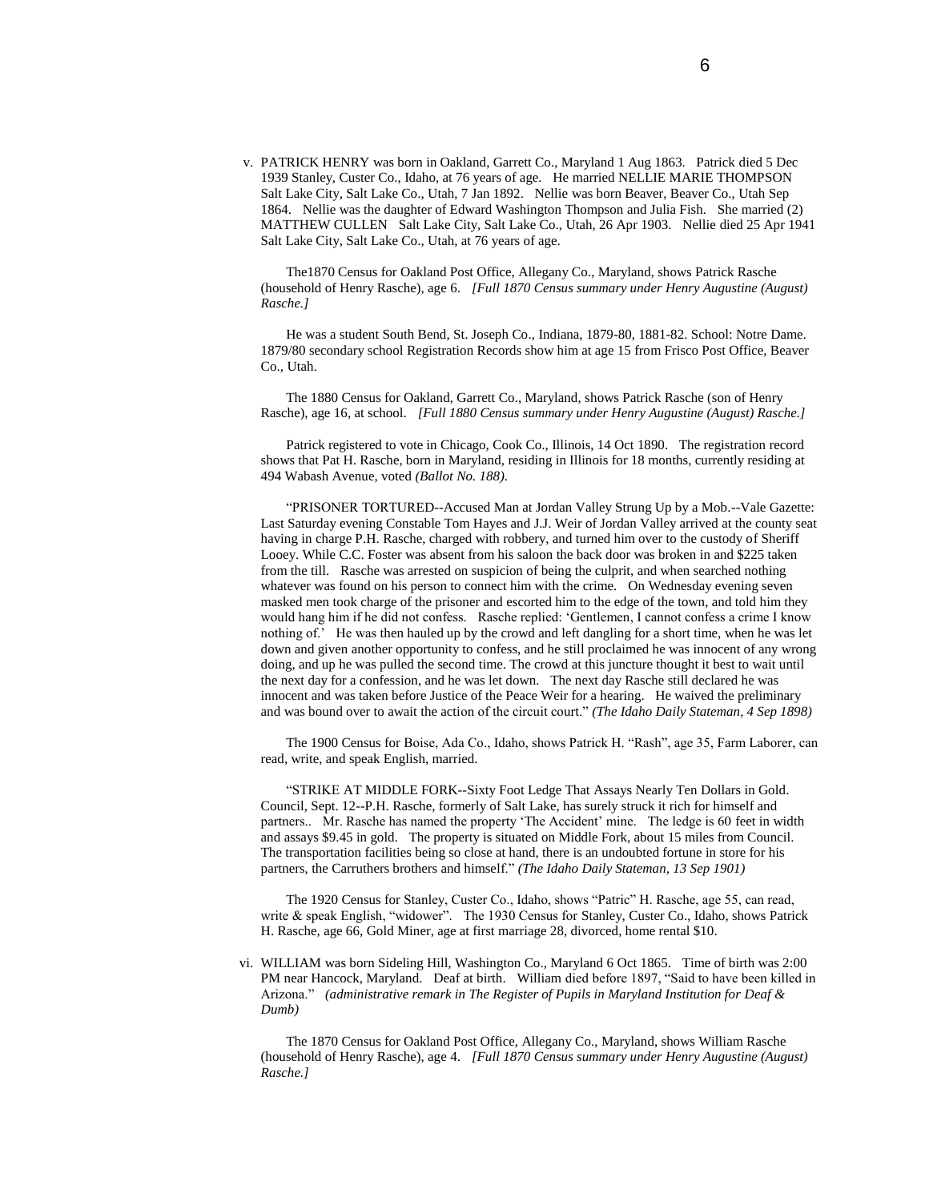v. PATRICK HENRY was born in Oakland, Garrett Co., Maryland 1 Aug 1863. Patrick died 5 Dec 1939 Stanley, Custer Co., Idaho, at 76 years of age. He married NELLIE MARIE THOMPSON Salt Lake City, Salt Lake Co., Utah, 7 Jan 1892. Nellie was born Beaver, Beaver Co., Utah Sep 1864. Nellie was the daughter of Edward Washington Thompson and Julia Fish. She married (2) MATTHEW CULLEN Salt Lake City, Salt Lake Co., Utah, 26 Apr 1903. Nellie died 25 Apr 1941 Salt Lake City, Salt Lake Co., Utah, at 76 years of age.

The1870 Census for Oakland Post Office, Allegany Co., Maryland, shows Patrick Rasche (household of Henry Rasche), age 6. *[Full 1870 Census summary under Henry Augustine (August) Rasche.]*

He was a student South Bend, St. Joseph Co., Indiana, 1879-80, 1881-82. School: Notre Dame. 1879/80 secondary school Registration Records show him at age 15 from Frisco Post Office, Beaver Co., Utah.

The 1880 Census for Oakland, Garrett Co., Maryland, shows Patrick Rasche (son of Henry Rasche), age 16, at school. *[Full 1880 Census summary under Henry Augustine (August) Rasche.]*

Patrick registered to vote in Chicago, Cook Co., Illinois, 14 Oct 1890. The registration record shows that Pat H. Rasche, born in Maryland, residing in Illinois for 18 months, currently residing at 494 Wabash Avenue, voted *(Ballot No. 188)*.

"PRISONER TORTURED--Accused Man at Jordan Valley Strung Up by a Mob.--Vale Gazette: Last Saturday evening Constable Tom Hayes and J.J. Weir of Jordan Valley arrived at the county seat having in charge P.H. Rasche, charged with robbery, and turned him over to the custody of Sheriff Looey. While C.C. Foster was absent from his saloon the back door was broken in and $225 taken from the till. Rasche was arrested on suspicion of being the culprit, and when searched nothing whatever was found on his person to connect him with the crime. On Wednesday evening seven masked men took charge of the prisoner and escorted him to the edge of the town, and told him they would hang him if he did not confess. Rasche replied: 'Gentlemen, I cannot confess a crime I know nothing of.' He was then hauled up by the crowd and left dangling for a short time, when he was let down and given another opportunity to confess, and he still proclaimed he was innocent of any wrong doing, and up he was pulled the second time. The crowd at this juncture thought it best to wait until the next day for a confession, and he was let down. The next day Rasche still declared he was innocent and was taken before Justice of the Peace Weir for a hearing. He waived the preliminary and was bound over to await the action of the circuit court." *(The Idaho Daily Stateman, 4 Sep 1898)*

The 1900 Census for Boise, Ada Co., Idaho, shows Patrick H. "Rash", age 35, Farm Laborer, can read, write, and speak English, married.

"STRIKE AT MIDDLE FORK--Sixty Foot Ledge That Assays Nearly Ten Dollars in Gold. Council, Sept. 12--P.H. Rasche, formerly of Salt Lake, has surely struck it rich for himself and partners.. Mr. Rasche has named the property 'The Accident' mine. The ledge is 60 feet in width and assays $9.45 in gold. The property is situated on Middle Fork, about 15 miles from Council. The transportation facilities being so close at hand, there is an undoubted fortune in store for his partners, the Carruthers brothers and himself." *(The Idaho Daily Stateman, 13 Sep 1901)*

The 1920 Census for Stanley, Custer Co., Idaho, shows "Patric" H. Rasche, age 55, can read, write & speak English, "widower". The 1930 Census for Stanley, Custer Co., Idaho, shows Patrick H. Rasche, age 66, Gold Miner, age at first marriage 28, divorced, home rental $10.

vi. WILLIAM was born Sideling Hill, Washington Co., Maryland 6 Oct 1865. Time of birth was 2:00 PM near Hancock, Maryland. Deaf at birth. William died before 1897, "Said to have been killed in Arizona." *(administrative remark in The Register of Pupils in Maryland Institution for Deaf & Dumb)*

The 1870 Census for Oakland Post Office, Allegany Co., Maryland, shows William Rasche (household of Henry Rasche), age 4. *[Full 1870 Census summary under Henry Augustine (August) Rasche.]*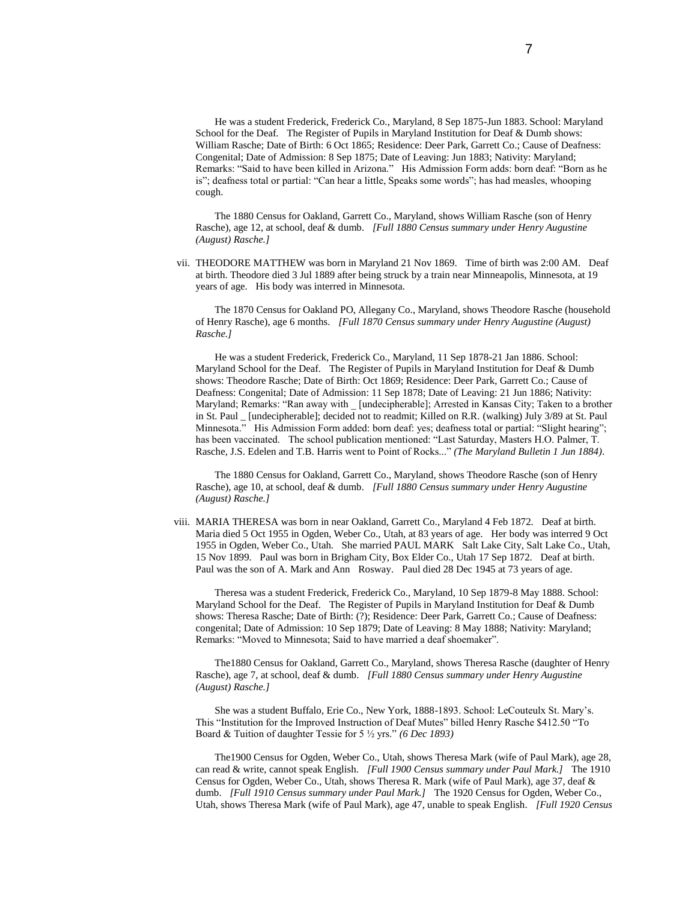He was a student Frederick, Frederick Co., Maryland, 8 Sep 1875-Jun 1883. School: Maryland School for the Deaf. The Register of Pupils in Maryland Institution for Deaf & Dumb shows: William Rasche; Date of Birth: 6 Oct 1865; Residence: Deer Park, Garrett Co.; Cause of Deafness: Congenital; Date of Admission: 8 Sep 1875; Date of Leaving: Jun 1883; Nativity: Maryland; Remarks: "Said to have been killed in Arizona." His Admission Form adds: born deaf: "Born as he is"; deafness total or partial: "Can hear a little, Speaks some words"; has had measles, whooping cough.

The 1880 Census for Oakland, Garrett Co., Maryland, shows William Rasche (son of Henry Rasche), age 12, at school, deaf & dumb. *[Full 1880 Census summary under Henry Augustine (August) Rasche.]*

vii. THEODORE MATTHEW was born in Maryland 21 Nov 1869. Time of birth was 2:00 AM. Deaf at birth. Theodore died 3 Jul 1889 after being struck by a train near Minneapolis, Minnesota, at 19 years of age. His body was interred in Minnesota.

The 1870 Census for Oakland PO, Allegany Co., Maryland, shows Theodore Rasche (household of Henry Rasche), age 6 months. *[Full 1870 Census summary under Henry Augustine (August) Rasche.]*

He was a student Frederick, Frederick Co., Maryland, 11 Sep 1878-21 Jan 1886. School: Maryland School for the Deaf. The Register of Pupils in Maryland Institution for Deaf & Dumb shows: Theodore Rasche; Date of Birth: Oct 1869; Residence: Deer Park, Garrett Co.; Cause of Deafness: Congenital; Date of Admission: 11 Sep 1878; Date of Leaving: 21 Jun 1886; Nativity: Maryland; Remarks: "Ran away with _ [undecipherable]; Arrested in Kansas City; Taken to a brother in St. Paul _ [undecipherable]; decided not to readmit; Killed on R.R. (walking) July 3/89 at St. Paul Minnesota." His Admission Form added: born deaf: yes; deafness total or partial: "Slight hearing"; has been vaccinated. The school publication mentioned: "Last Saturday, Masters H.O. Palmer, T. Rasche, J.S. Edelen and T.B. Harris went to Point of Rocks..." *(The Maryland Bulletin 1 Jun 1884)*.

The 1880 Census for Oakland, Garrett Co., Maryland, shows Theodore Rasche (son of Henry Rasche), age 10, at school, deaf & dumb. *[Full 1880 Census summary under Henry Augustine (August) Rasche.]*

viii. MARIA THERESA was born in near Oakland, Garrett Co., Maryland 4 Feb 1872. Deaf at birth. Maria died 5 Oct 1955 in Ogden, Weber Co., Utah, at 83 years of age. Her body was interred 9 Oct 1955 in Ogden, Weber Co., Utah. She married PAUL MARK Salt Lake City, Salt Lake Co., Utah, 15 Nov 1899. Paul was born in Brigham City, Box Elder Co., Utah 17 Sep 1872. Deaf at birth. Paul was the son of A. Mark and Ann Rosway. Paul died 28 Dec 1945 at 73 years of age.

Theresa was a student Frederick, Frederick Co., Maryland, 10 Sep 1879-8 May 1888. School: Maryland School for the Deaf. The Register of Pupils in Maryland Institution for Deaf & Dumb shows: Theresa Rasche; Date of Birth: (?); Residence: Deer Park, Garrett Co.; Cause of Deafness: congenital; Date of Admission: 10 Sep 1879; Date of Leaving: 8 May 1888; Nativity: Maryland; Remarks: "Moved to Minnesota; Said to have married a deaf shoemaker".

The1880 Census for Oakland, Garrett Co., Maryland, shows Theresa Rasche (daughter of Henry Rasche), age 7, at school, deaf & dumb. *[Full 1880 Census summary under Henry Augustine (August) Rasche.]*

She was a student Buffalo, Erie Co., New York, 1888-1893. School: LeCouteulx St. Mary's. This "Institution for the Improved Instruction of Deaf Mutes" billed Henry Rasche $412.50 "To Board & Tuition of daughter Tessie for 5 ½ yrs." *(6 Dec 1893)*

The1900 Census for Ogden, Weber Co., Utah, shows Theresa Mark (wife of Paul Mark), age 28, can read & write, cannot speak English. *[Full 1900 Census summary under Paul Mark.]* The 1910 Census for Ogden, Weber Co., Utah, shows Theresa R. Mark (wife of Paul Mark), age 37, deaf & dumb. *[Full 1910 Census summary under Paul Mark.]* The 1920 Census for Ogden, Weber Co., Utah, shows Theresa Mark (wife of Paul Mark), age 47, unable to speak English. *[Full 1920 Census*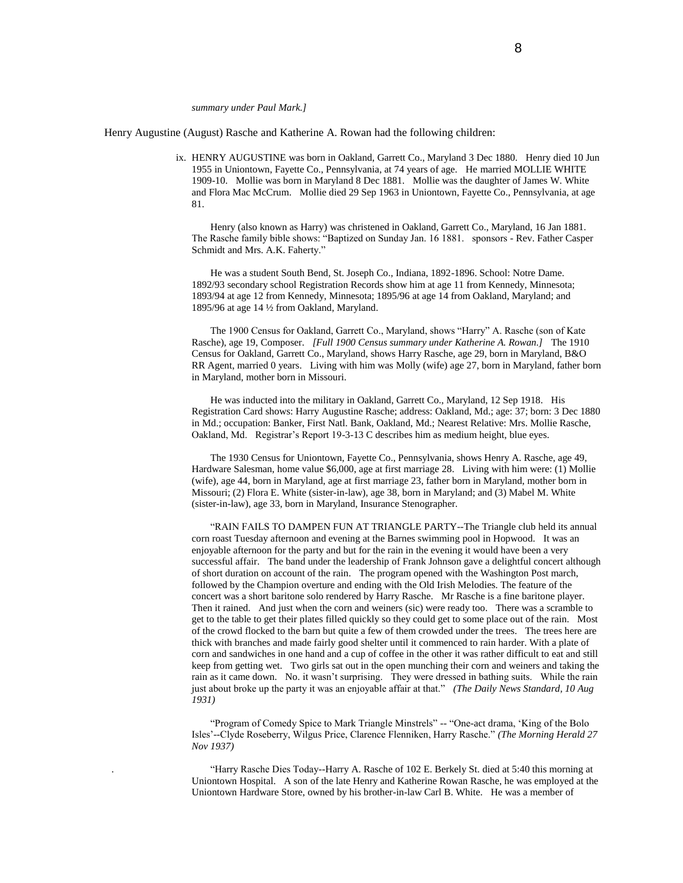*summary under Paul Mark.]*

Henry Augustine (August) Rasche and Katherine A. Rowan had the following children:

ix. HENRY AUGUSTINE was born in Oakland, Garrett Co., Maryland 3 Dec 1880. Henry died 10 Jun 1955 in Uniontown, Fayette Co., Pennsylvania, at 74 years of age. He married MOLLIE WHITE 1909-10. Mollie was born in Maryland 8 Dec 1881. Mollie was the daughter of James W. White and Flora Mac McCrum. Mollie died 29 Sep 1963 in Uniontown, Fayette Co., Pennsylvania, at age 81.

Henry (also known as Harry) was christened in Oakland, Garrett Co., Maryland, 16 Jan 1881. The Rasche family bible shows: "Baptized on Sunday Jan. 16 1881. sponsors - Rev. Father Casper Schmidt and Mrs. A.K. Faherty."

He was a student South Bend, St. Joseph Co., Indiana, 1892-1896. School: Notre Dame. 1892/93 secondary school Registration Records show him at age 11 from Kennedy, Minnesota; 1893/94 at age 12 from Kennedy, Minnesota; 1895/96 at age 14 from Oakland, Maryland; and 1895/96 at age 14 ½ from Oakland, Maryland.

The 1900 Census for Oakland, Garrett Co., Maryland, shows "Harry" A. Rasche (son of Kate Rasche), age 19, Composer. *[Full 1900 Census summary under Katherine A. Rowan.]* The 1910 Census for Oakland, Garrett Co., Maryland, shows Harry Rasche, age 29, born in Maryland, B&O RR Agent, married 0 years. Living with him was Molly (wife) age 27, born in Maryland, father born in Maryland, mother born in Missouri.

He was inducted into the military in Oakland, Garrett Co., Maryland, 12 Sep 1918. His Registration Card shows: Harry Augustine Rasche; address: Oakland, Md.; age: 37; born: 3 Dec 1880 in Md.; occupation: Banker, First Natl. Bank, Oakland, Md.; Nearest Relative: Mrs. Mollie Rasche, Oakland, Md. Registrar's Report 19-3-13 C describes him as medium height, blue eyes.

The 1930 Census for Uniontown, Fayette Co., Pennsylvania, shows Henry A. Rasche, age 49, Hardware Salesman, home value $6,000, age at first marriage 28. Living with him were: (1) Mollie (wife), age 44, born in Maryland, age at first marriage 23, father born in Maryland, mother born in Missouri; (2) Flora E. White (sister-in-law), age 38, born in Maryland; and (3) Mabel M. White (sister-in-law), age 33, born in Maryland, Insurance Stenographer.

"RAIN FAILS TO DAMPEN FUN AT TRIANGLE PARTY--The Triangle club held its annual corn roast Tuesday afternoon and evening at the Barnes swimming pool in Hopwood. It was an enjoyable afternoon for the party and but for the rain in the evening it would have been a very successful affair. The band under the leadership of Frank Johnson gave a delightful concert although of short duration on account of the rain. The program opened with the Washington Post march, followed by the Champion overture and ending with the Old Irish Melodies. The feature of the concert was a short baritone solo rendered by Harry Rasche. Mr Rasche is a fine baritone player. Then it rained. And just when the corn and weiners (sic) were ready too. There was a scramble to get to the table to get their plates filled quickly so they could get to some place out of the rain. Most of the crowd flocked to the barn but quite a few of them crowded under the trees. The trees here are thick with branches and made fairly good shelter until it commenced to rain harder. With a plate of corn and sandwiches in one hand and a cup of coffee in the other it was rather difficult to eat and still keep from getting wet. Two girls sat out in the open munching their corn and weiners and taking the rain as it came down. No. it wasn't surprising. They were dressed in bathing suits. While the rain just about broke up the party it was an enjoyable affair at that." *(The Daily News Standard, 10 Aug 1931)*

"Program of Comedy Spice to Mark Triangle Minstrels" -- "One-act drama, 'King of the Bolo Isles'--Clyde Roseberry, Wilgus Price, Clarence Flenniken, Harry Rasche." *(The Morning Herald 27 Nov 1937)*

"Harry Rasche Dies Today--Harry A. Rasche of 102 E. Berkely St. died at 5:40 this morning at Uniontown Hospital. A son of the late Henry and Katherine Rowan Rasche, he was employed at the Uniontown Hardware Store, owned by his brother-in-law Carl B. White. He was a member of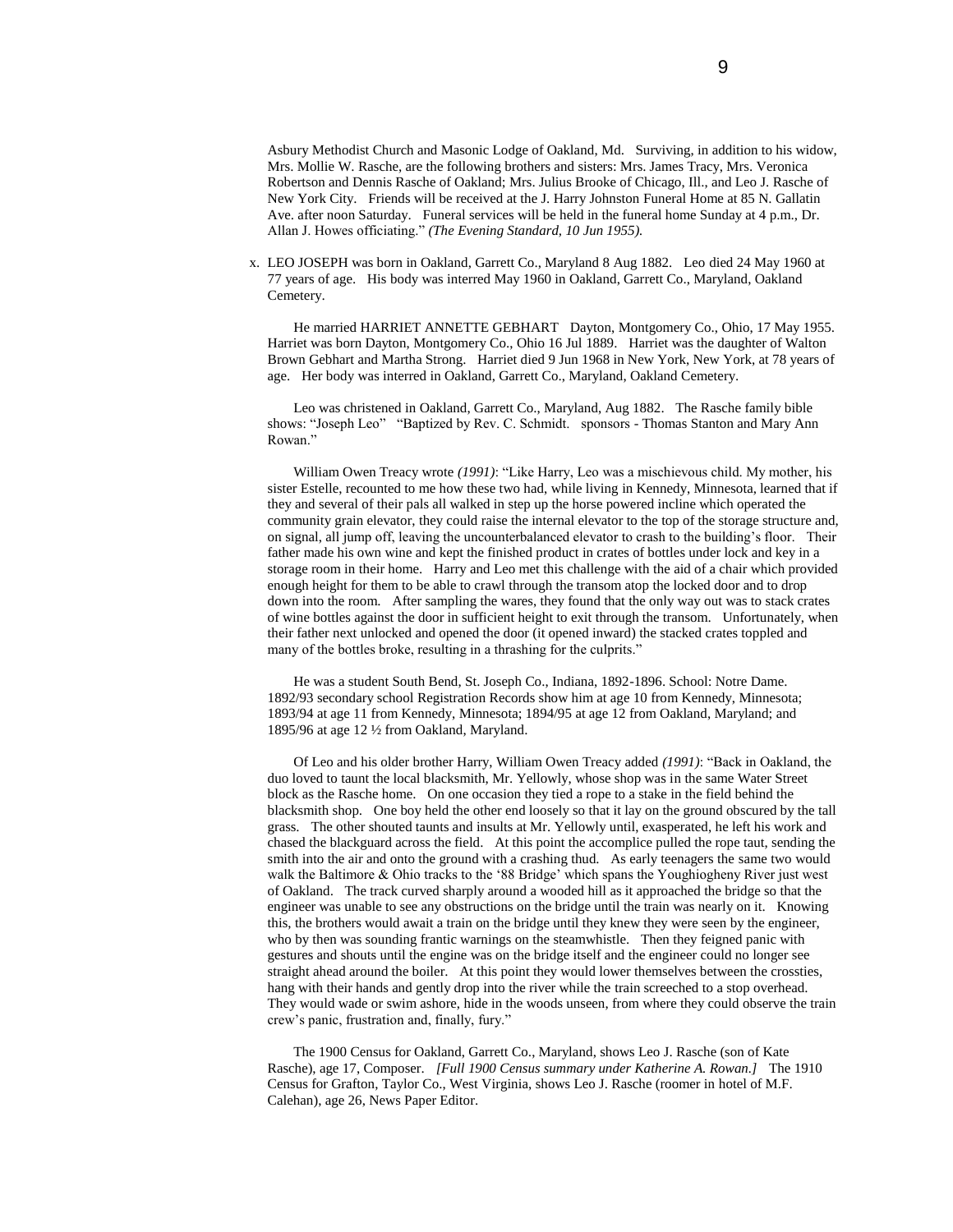Asbury Methodist Church and Masonic Lodge of Oakland, Md. Surviving, in addition to his widow, Mrs. Mollie W. Rasche, are the following brothers and sisters: Mrs. James Tracy, Mrs. Veronica Robertson and Dennis Rasche of Oakland; Mrs. Julius Brooke of Chicago, Ill., and Leo J. Rasche of New York City. Friends will be received at the J. Harry Johnston Funeral Home at 85 N. Gallatin Ave. after noon Saturday. Funeral services will be held in the funeral home Sunday at 4 p.m., Dr. Allan J. Howes officiating." *(The Evening Standard, 10 Jun 1955).*

x. LEO JOSEPH was born in Oakland, Garrett Co., Maryland 8 Aug 1882. Leo died 24 May 1960 at 77 years of age. His body was interred May 1960 in Oakland, Garrett Co., Maryland, Oakland Cemetery.

He married HARRIET ANNETTE GEBHART Dayton, Montgomery Co., Ohio, 17 May 1955. Harriet was born Dayton, Montgomery Co., Ohio 16 Jul 1889. Harriet was the daughter of Walton Brown Gebhart and Martha Strong. Harriet died 9 Jun 1968 in New York, New York, at 78 years of age. Her body was interred in Oakland, Garrett Co., Maryland, Oakland Cemetery.

Leo was christened in Oakland, Garrett Co., Maryland, Aug 1882. The Rasche family bible shows: "Joseph Leo" "Baptized by Rev. C. Schmidt. sponsors - Thomas Stanton and Mary Ann Rowan."

William Owen Treacy wrote *(1991)*: "Like Harry, Leo was a mischievous child. My mother, his sister Estelle, recounted to me how these two had, while living in Kennedy, Minnesota, learned that if they and several of their pals all walked in step up the horse powered incline which operated the community grain elevator, they could raise the internal elevator to the top of the storage structure and, on signal, all jump off, leaving the uncounterbalanced elevator to crash to the building's floor. Their father made his own wine and kept the finished product in crates of bottles under lock and key in a storage room in their home. Harry and Leo met this challenge with the aid of a chair which provided enough height for them to be able to crawl through the transom atop the locked door and to drop down into the room. After sampling the wares, they found that the only way out was to stack crates of wine bottles against the door in sufficient height to exit through the transom. Unfortunately, when their father next unlocked and opened the door (it opened inward) the stacked crates toppled and many of the bottles broke, resulting in a thrashing for the culprits."

He was a student South Bend, St. Joseph Co., Indiana, 1892-1896. School: Notre Dame. 1892/93 secondary school Registration Records show him at age 10 from Kennedy, Minnesota; 1893/94 at age 11 from Kennedy, Minnesota; 1894/95 at age 12 from Oakland, Maryland; and 1895/96 at age 12 ½ from Oakland, Maryland.

Of Leo and his older brother Harry, William Owen Treacy added *(1991)*: "Back in Oakland, the duo loved to taunt the local blacksmith, Mr. Yellowly, whose shop was in the same Water Street block as the Rasche home. On one occasion they tied a rope to a stake in the field behind the blacksmith shop. One boy held the other end loosely so that it lay on the ground obscured by the tall grass. The other shouted taunts and insults at Mr. Yellowly until, exasperated, he left his work and chased the blackguard across the field. At this point the accomplice pulled the rope taut, sending the smith into the air and onto the ground with a crashing thud. As early teenagers the same two would walk the Baltimore & Ohio tracks to the '88 Bridge' which spans the Youghiogheny River just west of Oakland. The track curved sharply around a wooded hill as it approached the bridge so that the engineer was unable to see any obstructions on the bridge until the train was nearly on it. Knowing this, the brothers would await a train on the bridge until they knew they were seen by the engineer, who by then was sounding frantic warnings on the steamwhistle. Then they feigned panic with gestures and shouts until the engine was on the bridge itself and the engineer could no longer see straight ahead around the boiler. At this point they would lower themselves between the crossties, hang with their hands and gently drop into the river while the train screeched to a stop overhead. They would wade or swim ashore, hide in the woods unseen, from where they could observe the train crew's panic, frustration and, finally, fury."

The 1900 Census for Oakland, Garrett Co., Maryland, shows Leo J. Rasche (son of Kate Rasche), age 17, Composer. *[Full 1900 Census summary under Katherine A. Rowan.]* The 1910 Census for Grafton, Taylor Co., West Virginia, shows Leo J. Rasche (roomer in hotel of M.F. Calehan), age 26, News Paper Editor.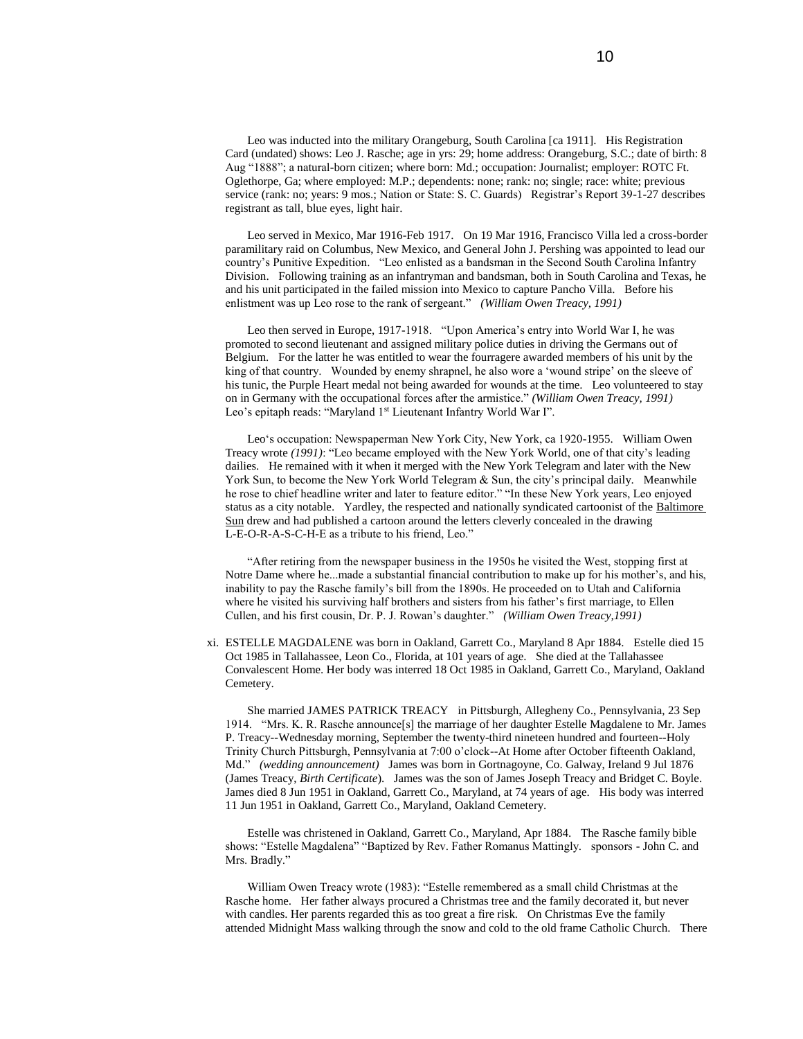Leo was inducted into the military Orangeburg, South Carolina [ca 1911]. His Registration Card (undated) shows: Leo J. Rasche; age in yrs: 29; home address: Orangeburg, S.C.; date of birth: 8 Aug "1888"; a natural-born citizen; where born: Md.; occupation: Journalist; employer: ROTC Ft. Oglethorpe, Ga; where employed: M.P.; dependents: none; rank: no; single; race: white; previous service (rank: no; years: 9 mos.; Nation or State: S. C. Guards) Registrar's Report 39-1-27 describes registrant as tall, blue eyes, light hair.

Leo served in Mexico, Mar 1916-Feb 1917. On 19 Mar 1916, Francisco Villa led a cross-border paramilitary raid on Columbus, New Mexico, and General John J. Pershing was appointed to lead our country's Punitive Expedition. "Leo enlisted as a bandsman in the Second South Carolina Infantry Division. Following training as an infantryman and bandsman, both in South Carolina and Texas, he and his unit participated in the failed mission into Mexico to capture Pancho Villa. Before his enlistment was up Leo rose to the rank of sergeant." *(William Owen Treacy, 1991)*

Leo then served in Europe, 1917-1918. "Upon America's entry into World War I, he was promoted to second lieutenant and assigned military police duties in driving the Germans out of Belgium. For the latter he was entitled to wear the fourragere awarded members of his unit by the king of that country. Wounded by enemy shrapnel, he also wore a 'wound stripe' on the sleeve of his tunic, the Purple Heart medal not being awarded for wounds at the time. Leo volunteered to stay on in Germany with the occupational forces after the armistice." *(William Owen Treacy, 1991)* Leo's epitaph reads: "Maryland 1st Lieutenant Infantry World War I".

Leo's occupation: Newspaperman New York City, New York, ca 1920-1955. William Owen Treacy wrote *(1991)*: "Leo became employed with the New York World, one of that city's leading dailies. He remained with it when it merged with the New York Telegram and later with the New York Sun, to become the New York World Telegram & Sun, the city's principal daily. Meanwhile he rose to chief headline writer and later to feature editor." "In these New York years, Leo enjoyed status as a city notable. Yardley, the respected and nationally syndicated cartoonist of the Baltimore Sun drew and had published a cartoon around the letters cleverly concealed in the drawing L-E-O-R-A-S-C-H-E as a tribute to his friend, Leo."

"After retiring from the newspaper business in the 1950s he visited the West, stopping first at Notre Dame where he...made a substantial financial contribution to make up for his mother's, and his, inability to pay the Rasche family's bill from the 1890s. He proceeded on to Utah and California where he visited his surviving half brothers and sisters from his father's first marriage, to Ellen Cullen, and his first cousin, Dr. P. J. Rowan's daughter." *(William Owen Treacy,1991)*

xi. ESTELLE MAGDALENE was born in Oakland, Garrett Co., Maryland 8 Apr 1884. Estelle died 15 Oct 1985 in Tallahassee, Leon Co., Florida, at 101 years of age. She died at the Tallahassee Convalescent Home. Her body was interred 18 Oct 1985 in Oakland, Garrett Co., Maryland, Oakland Cemetery.

She married JAMES PATRICK TREACY in Pittsburgh, Allegheny Co., Pennsylvania, 23 Sep 1914. "Mrs. K. R. Rasche announce[s] the marriage of her daughter Estelle Magdalene to Mr. James P. Treacy--Wednesday morning, September the twenty-third nineteen hundred and fourteen--Holy Trinity Church Pittsburgh, Pennsylvania at 7:00 o'clock--At Home after October fifteenth Oakland, Md." *(wedding announcement)* James was born in Gortnagoyne, Co. Galway, Ireland 9 Jul 1876 (James Treacy, *Birth Certificate*). James was the son of James Joseph Treacy and Bridget C. Boyle. James died 8 Jun 1951 in Oakland, Garrett Co., Maryland, at 74 years of age. His body was interred 11 Jun 1951 in Oakland, Garrett Co., Maryland, Oakland Cemetery.

Estelle was christened in Oakland, Garrett Co., Maryland, Apr 1884. The Rasche family bible shows: "Estelle Magdalena" "Baptized by Rev. Father Romanus Mattingly. sponsors - John C. and Mrs. Bradly."

William Owen Treacy wrote (1983): "Estelle remembered as a small child Christmas at the Rasche home. Her father always procured a Christmas tree and the family decorated it, but never with candles. Her parents regarded this as too great a fire risk. On Christmas Eve the family attended Midnight Mass walking through the snow and cold to the old frame Catholic Church. There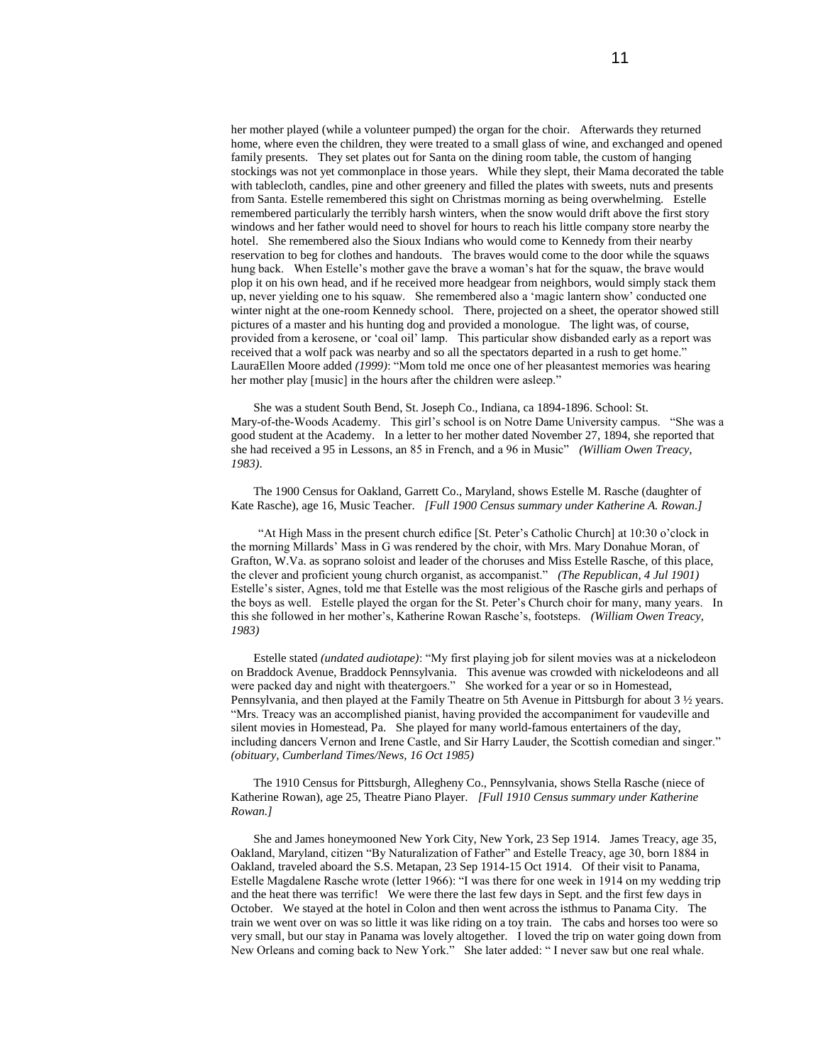her mother played (while a volunteer pumped) the organ for the choir. Afterwards they returned home, where even the children, they were treated to a small glass of wine, and exchanged and opened family presents. They set plates out for Santa on the dining room table, the custom of hanging stockings was not yet commonplace in those years. While they slept, their Mama decorated the table with tablecloth, candles, pine and other greenery and filled the plates with sweets, nuts and presents from Santa. Estelle remembered this sight on Christmas morning as being overwhelming. Estelle remembered particularly the terribly harsh winters, when the snow would drift above the first story windows and her father would need to shovel for hours to reach his little company store nearby the hotel. She remembered also the Sioux Indians who would come to Kennedy from their nearby reservation to beg for clothes and handouts. The braves would come to the door while the squaws hung back. When Estelle's mother gave the brave a woman's hat for the squaw, the brave would plop it on his own head, and if he received more headgear from neighbors, would simply stack them up, never yielding one to his squaw. She remembered also a 'magic lantern show' conducted one winter night at the one-room Kennedy school. There, projected on a sheet, the operator showed still pictures of a master and his hunting dog and provided a monologue. The light was, of course, provided from a kerosene, or 'coal oil' lamp. This particular show disbanded early as a report was received that a wolf pack was nearby and so all the spectators departed in a rush to get home." LauraEllen Moore added *(1999)*: "Mom told me once one of her pleasantest memories was hearing her mother play [music] in the hours after the children were asleep."

She was a student South Bend, St. Joseph Co., Indiana, ca 1894-1896. School: St. Mary-of-the-Woods Academy. This girl's school is on Notre Dame University campus. "She was a good student at the Academy. In a letter to her mother dated November 27, 1894, she reported that she had received a 95 in Lessons, an 85 in French, and a 96 in Music" *(William Owen Treacy, 1983)*.

The 1900 Census for Oakland, Garrett Co., Maryland, shows Estelle M. Rasche (daughter of Kate Rasche), age 16, Music Teacher. *[Full 1900 Census summary under Katherine A. Rowan.]*

"At High Mass in the present church edifice [St. Peter's Catholic Church] at 10:30 o'clock in the morning Millards' Mass in G was rendered by the choir, with Mrs. Mary Donahue Moran, of Grafton, W.Va. as soprano soloist and leader of the choruses and Miss Estelle Rasche, of this place, the clever and proficient young church organist, as accompanist." *(The Republican, 4 Jul 1901)* Estelle's sister, Agnes, told me that Estelle was the most religious of the Rasche girls and perhaps of the boys as well. Estelle played the organ for the St. Peter's Church choir for many, many years. In this she followed in her mother's, Katherine Rowan Rasche's, footsteps. *(William Owen Treacy, 1983)*

Estelle stated *(undated audiotape)*: "My first playing job for silent movies was at a nickelodeon on Braddock Avenue, Braddock Pennsylvania. This avenue was crowded with nickelodeons and all were packed day and night with theatergoers." She worked for a year or so in Homestead, Pennsylvania, and then played at the Family Theatre on 5th Avenue in Pittsburgh for about 3 ½ years. "Mrs. Treacy was an accomplished pianist, having provided the accompaniment for vaudeville and silent movies in Homestead, Pa. She played for many world-famous entertainers of the day, including dancers Vernon and Irene Castle, and Sir Harry Lauder, the Scottish comedian and singer." *(obituary, Cumberland Times/News, 16 Oct 1985)*

The 1910 Census for Pittsburgh, Allegheny Co., Pennsylvania, shows Stella Rasche (niece of Katherine Rowan), age 25, Theatre Piano Player. *[Full 1910 Census summary under Katherine Rowan.]*

She and James honeymooned New York City, New York, 23 Sep 1914. James Treacy, age 35, Oakland, Maryland, citizen "By Naturalization of Father" and Estelle Treacy, age 30, born 1884 in Oakland, traveled aboard the S.S. Metapan, 23 Sep 1914-15 Oct 1914. Of their visit to Panama, Estelle Magdalene Rasche wrote (letter 1966): "I was there for one week in 1914 on my wedding trip and the heat there was terrific! We were there the last few days in Sept. and the first few days in October. We stayed at the hotel in Colon and then went across the isthmus to Panama City. The train we went over on was so little it was like riding on a toy train. The cabs and horses too were so very small, but our stay in Panama was lovely altogether. I loved the trip on water going down from New Orleans and coming back to New York." She later added: " I never saw but one real whale.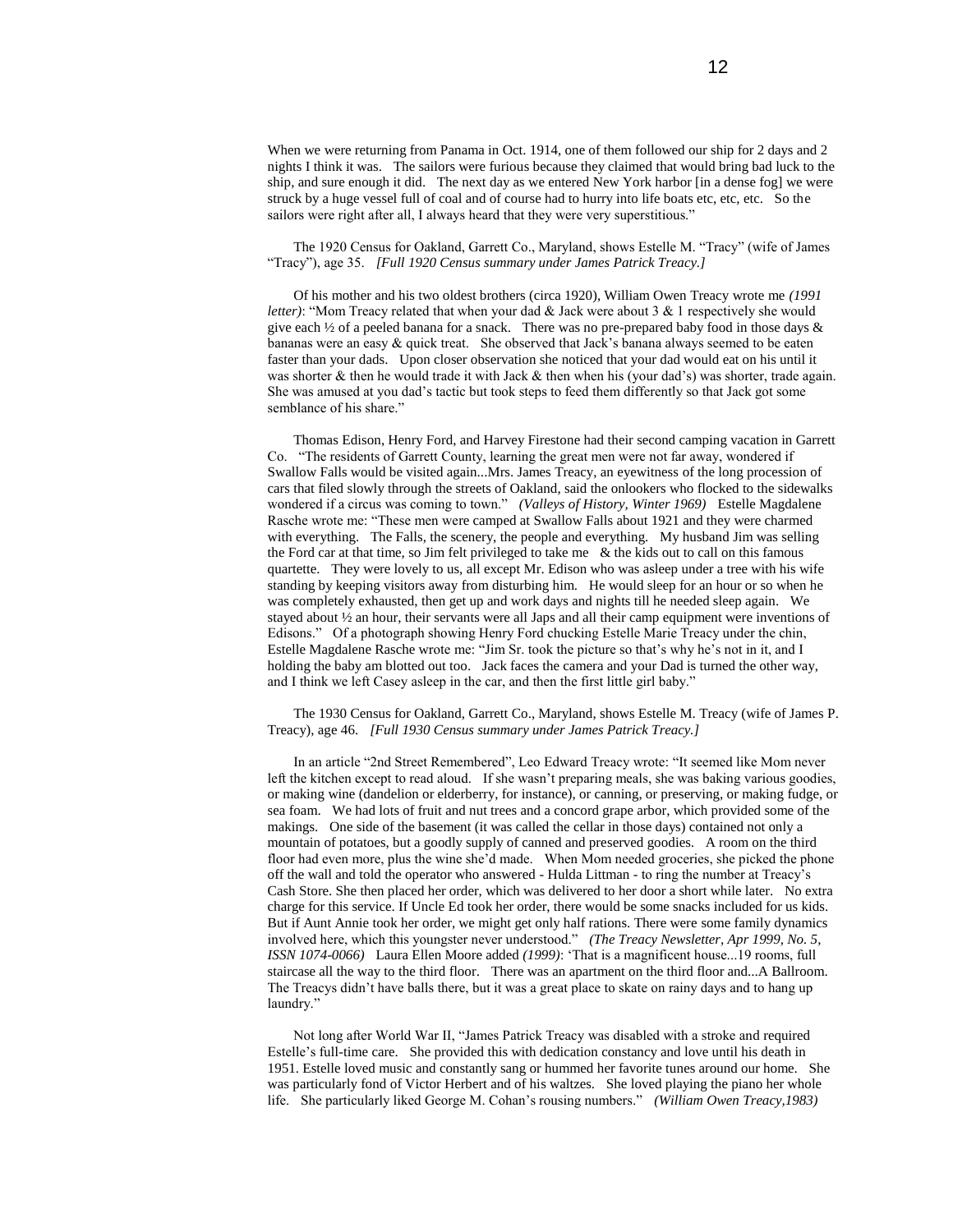When we were returning from Panama in Oct. 1914, one of them followed our ship for 2 days and 2 nights I think it was. The sailors were furious because they claimed that would bring bad luck to the ship, and sure enough it did. The next day as we entered New York harbor [in a dense fog] we were struck by a huge vessel full of coal and of course had to hurry into life boats etc, etc, etc. So the sailors were right after all, I always heard that they were very superstitious."

The 1920 Census for Oakland, Garrett Co., Maryland, shows Estelle M. "Tracy" (wife of James "Tracy"), age 35. *[Full 1920 Census summary under James Patrick Treacy.]*

Of his mother and his two oldest brothers (circa 1920), William Owen Treacy wrote me *(1991 letter)*: "Mom Treacy related that when your dad & Jack were about 3 & 1 respectively she would give each ½ of a peeled banana for a snack. There was no pre-prepared baby food in those days & bananas were an easy & quick treat. She observed that Jack's banana always seemed to be eaten faster than your dads. Upon closer observation she noticed that your dad would eat on his until it was shorter & then he would trade it with Jack & then when his (your dad's) was shorter, trade again. She was amused at you dad's tactic but took steps to feed them differently so that Jack got some semblance of his share."

Thomas Edison, Henry Ford, and Harvey Firestone had their second camping vacation in Garrett Co. "The residents of Garrett County, learning the great men were not far away, wondered if Swallow Falls would be visited again...Mrs. James Treacy, an eyewitness of the long procession of cars that filed slowly through the streets of Oakland, said the onlookers who flocked to the sidewalks wondered if a circus was coming to town." *(Valleys of History, Winter 1969)* Estelle Magdalene Rasche wrote me: "These men were camped at Swallow Falls about 1921 and they were charmed with everything. The Falls, the scenery, the people and everything. My husband Jim was selling the Ford car at that time, so Jim felt privileged to take me & the kids out to call on this famous quartette. They were lovely to us, all except Mr. Edison who was asleep under a tree with his wife standing by keeping visitors away from disturbing him. He would sleep for an hour or so when he was completely exhausted, then get up and work days and nights till he needed sleep again. We stayed about ½ an hour, their servants were all Japs and all their camp equipment were inventions of Edisons." Of a photograph showing Henry Ford chucking Estelle Marie Treacy under the chin, Estelle Magdalene Rasche wrote me: "Jim Sr. took the picture so that's why he's not in it, and I holding the baby am blotted out too. Jack faces the camera and your Dad is turned the other way, and I think we left Casey asleep in the car, and then the first little girl baby."

The 1930 Census for Oakland, Garrett Co., Maryland, shows Estelle M. Treacy (wife of James P. Treacy), age 46. *[Full 1930 Census summary under James Patrick Treacy.]*

In an article "2nd Street Remembered", Leo Edward Treacy wrote: "It seemed like Mom never left the kitchen except to read aloud. If she wasn't preparing meals, she was baking various goodies, or making wine (dandelion or elderberry, for instance), or canning, or preserving, or making fudge, or sea foam. We had lots of fruit and nut trees and a concord grape arbor, which provided some of the makings. One side of the basement (it was called the cellar in those days) contained not only a mountain of potatoes, but a goodly supply of canned and preserved goodies. A room on the third floor had even more, plus the wine she'd made. When Mom needed groceries, she picked the phone off the wall and told the operator who answered - Hulda Littman - to ring the number at Treacy's Cash Store. She then placed her order, which was delivered to her door a short while later. No extra charge for this service. If Uncle Ed took her order, there would be some snacks included for us kids. But if Aunt Annie took her order, we might get only half rations. There were some family dynamics involved here, which this youngster never understood." *(The Treacy Newsletter, Apr 1999, No. 5, ISSN 1074-0066)* Laura Ellen Moore added *(1999)*: 'That is a magnificent house...19 rooms, full staircase all the way to the third floor. There was an apartment on the third floor and...A Ballroom. The Treacys didn't have balls there, but it was a great place to skate on rainy days and to hang up laundry."

Not long after World War II, "James Patrick Treacy was disabled with a stroke and required Estelle's full-time care. She provided this with dedication constancy and love until his death in 1951. Estelle loved music and constantly sang or hummed her favorite tunes around our home. She was particularly fond of Victor Herbert and of his waltzes. She loved playing the piano her whole life. She particularly liked George M. Cohan's rousing numbers." *(William Owen Treacy,1983)*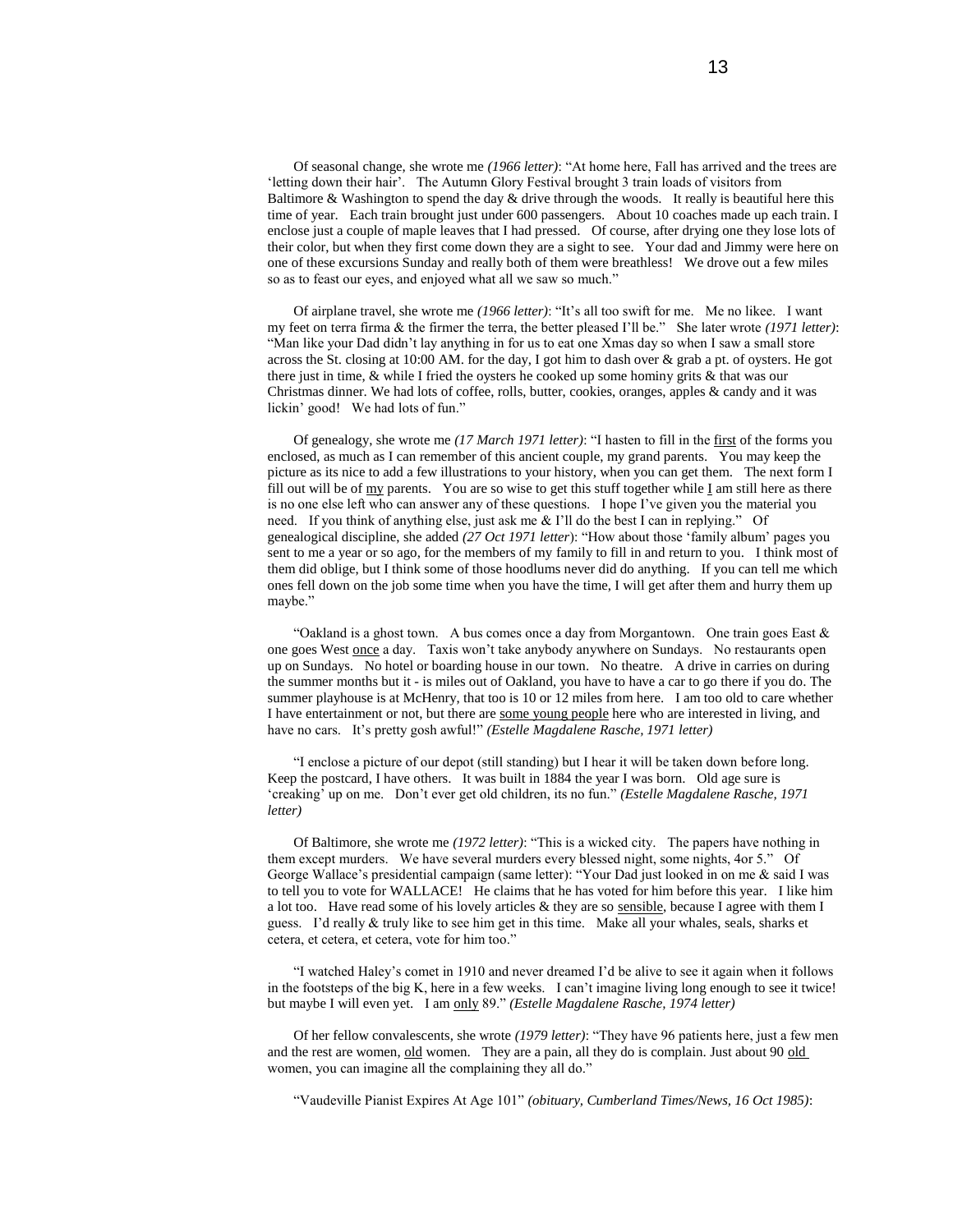Of seasonal change, she wrote me *(1966 letter)*: "At home here, Fall has arrived and the trees are 'letting down their hair'. The Autumn Glory Festival brought 3 train loads of visitors from Baltimore & Washington to spend the day & drive through the woods. It really is beautiful here this time of year. Each train brought just under 600 passengers. About 10 coaches made up each train. I enclose just a couple of maple leaves that I had pressed. Of course, after drying one they lose lots of their color, but when they first come down they are a sight to see. Your dad and Jimmy were here on one of these excursions Sunday and really both of them were breathless! We drove out a few miles so as to feast our eyes, and enjoyed what all we saw so much."

Of airplane travel, she wrote me *(1966 letter)*: "It's all too swift for me. Me no likee. I want my feet on terra firma & the firmer the terra, the better pleased I'll be." She later wrote *(1971 letter)*: "Man like your Dad didn't lay anything in for us to eat one Xmas day so when I saw a small store across the St. closing at 10:00 AM. for the day, I got him to dash over & grab a pt. of oysters. He got there just in time, & while I fried the oysters he cooked up some hominy grits & that was our Christmas dinner. We had lots of coffee, rolls, butter, cookies, oranges, apples & candy and it was lickin' good! We had lots of fun."

Of genealogy, she wrote me *(17 March 1971 letter)*: "I hasten to fill in the <u>first</u> of the forms you enclosed, as much as I can remember of this ancient couple, my grand parents. You may keep the picture as its nice to add a few illustrations to your history, when you can get them. The next form I fill out will be of <u>my</u> parents. You are so wise to get this stuff together while <u>I</u> am still here as there is no one else left who can answer any of these questions. I hope I've given you the material you need. If you think of anything else, just ask me & I'll do the best I can in replying." Of genealogical discipline, she added *(27 Oct 1971 letter)*: "How about those 'family album' pages you sent to me a year or so ago, for the members of my family to fill in and return to you. I think most of them did oblige, but I think some of those hoodlums never did do anything. If you can tell me which ones fell down on the job some time when you have the time, I will get after them and hurry them up maybe."

"Oakland is a ghost town. A bus comes once a day from Morgantown. One train goes East & one goes West <u>once</u> a day. Taxis won't take anybody anywhere on Sundays. No restaurants open up on Sundays. No hotel or boarding house in our town. No theatre. A drive in carries on during the summer months but it - is miles out of Oakland, you have to have a car to go there if you do. The summer playhouse is at McHenry, that too is 10 or 12 miles from here. I am too old to care whether I have entertainment or not, but there are <u>some young people</u> here who are interested in living, and have no cars. It's pretty gosh awful!" *(Estelle Magdalene Rasche, 1971 letter)*

"I enclose a picture of our depot (still standing) but I hear it will be taken down before long. Keep the postcard, I have others. It was built in 1884 the year I was born. Old age sure is 'creaking' up on me. Don't ever get old children, its no fun." *(Estelle Magdalene Rasche, 1971 letter)*

Of Baltimore, she wrote me *(1972 letter)*: "This is a wicked city. The papers have nothing in them except murders. We have several murders every blessed night, some nights, 4or 5." Of George Wallace's presidential campaign (same letter): "Your Dad just looked in on me & said I was to tell you to vote for WALLACE! He claims that he has voted for him before this year. I like him a lot too. Have read some of his lovely articles & they are so <u>sensible</u>, because I agree with them I guess. I'd really & truly like to see him get in this time. Make all your whales, seals, sharks et cetera, et cetera, et cetera, vote for him too."

"I watched Haley's comet in 1910 and never dreamed I'd be alive to see it again when it follows in the footsteps of the big K, here in a few weeks. I can't imagine living long enough to see it twice! but maybe I will even yet. I am <u>only</u> 89." *(Estelle Magdalene Rasche, 1974 letter)*

Of her fellow convalescents, she wrote *(1979 letter)*: "They have 96 patients here, just a few men and the rest are women, <u>old</u> women. They are a pain, all they do is complain. Just about 90 <u>old</u> women, you can imagine all the complaining they all do."

"Vaudeville Pianist Expires At Age 101" *(obituary, Cumberland Times/News, 16 Oct 1985)*: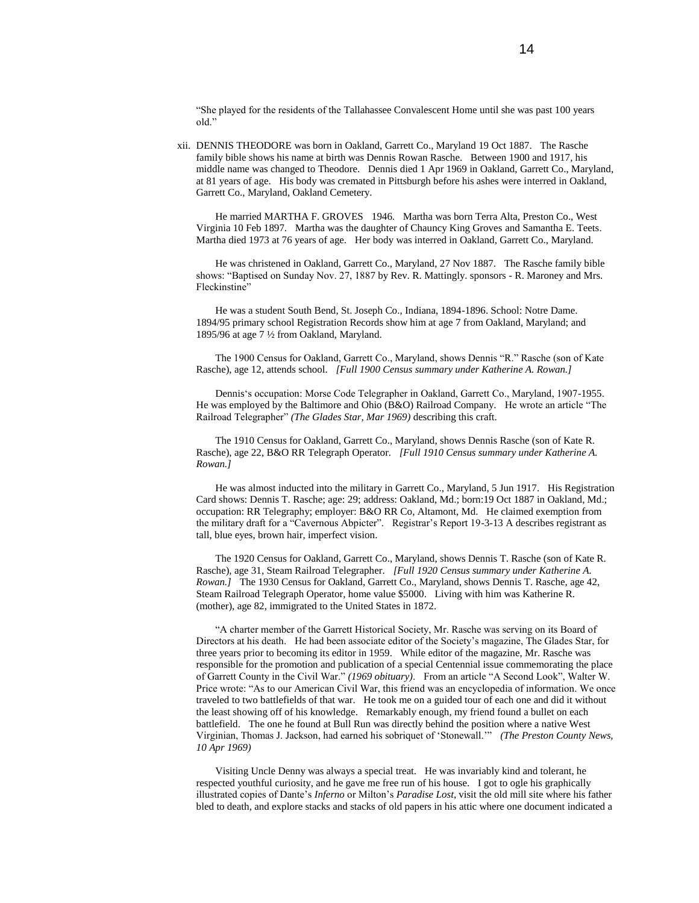"She played for the residents of the Tallahassee Convalescent Home until she was past 100 years old."

xii. DENNIS THEODORE was born in Oakland, Garrett Co., Maryland 19 Oct 1887. The Rasche family bible shows his name at birth was Dennis Rowan Rasche. Between 1900 and 1917, his middle name was changed to Theodore. Dennis died 1 Apr 1969 in Oakland, Garrett Co., Maryland, at 81 years of age. His body was cremated in Pittsburgh before his ashes were interred in Oakland, Garrett Co., Maryland, Oakland Cemetery.

He married MARTHA F. GROVES 1946. Martha was born Terra Alta, Preston Co., West Virginia 10 Feb 1897. Martha was the daughter of Chauncy King Groves and Samantha E. Teets. Martha died 1973 at 76 years of age. Her body was interred in Oakland, Garrett Co., Maryland.

He was christened in Oakland, Garrett Co., Maryland, 27 Nov 1887. The Rasche family bible shows: "Baptised on Sunday Nov. 27, 1887 by Rev. R. Mattingly. sponsors - R. Maroney and Mrs. Fleckinstine"

He was a student South Bend, St. Joseph Co., Indiana, 1894-1896. School: Notre Dame. 1894/95 primary school Registration Records show him at age 7 from Oakland, Maryland; and 1895/96 at age 7 ½ from Oakland, Maryland.

The 1900 Census for Oakland, Garrett Co., Maryland, shows Dennis "R." Rasche (son of Kate Rasche), age 12, attends school. *[Full 1900 Census summary under Katherine A. Rowan.]*

Dennis's occupation: Morse Code Telegrapher in Oakland, Garrett Co., Maryland, 1907-1955. He was employed by the Baltimore and Ohio (B&O) Railroad Company. He wrote an article "The Railroad Telegrapher" *(The Glades Star, Mar 1969)* describing this craft.

The 1910 Census for Oakland, Garrett Co., Maryland, shows Dennis Rasche (son of Kate R. Rasche), age 22, B&O RR Telegraph Operator. *[Full 1910 Census summary under Katherine A. Rowan.]*

He was almost inducted into the military in Garrett Co., Maryland, 5 Jun 1917. His Registration Card shows: Dennis T. Rasche; age: 29; address: Oakland, Md.; born:19 Oct 1887 in Oakland, Md.; occupation: RR Telegraphy; employer: B&O RR Co, Altamont, Md. He claimed exemption from the military draft for a "Cavernous Abpicter". Registrar's Report 19-3-13 A describes registrant as tall, blue eyes, brown hair, imperfect vision.

The 1920 Census for Oakland, Garrett Co., Maryland, shows Dennis T. Rasche (son of Kate R. Rasche), age 31, Steam Railroad Telegrapher. *[Full 1920 Census summary under Katherine A. Rowan.]* The 1930 Census for Oakland, Garrett Co., Maryland, shows Dennis T. Rasche, age 42, Steam Railroad Telegraph Operator, home value $5000. Living with him was Katherine R. (mother), age 82, immigrated to the United States in 1872.

"A charter member of the Garrett Historical Society, Mr. Rasche was serving on its Board of Directors at his death. He had been associate editor of the Society's magazine, The Glades Star, for three years prior to becoming its editor in 1959. While editor of the magazine, Mr. Rasche was responsible for the promotion and publication of a special Centennial issue commemorating the place of Garrett County in the Civil War." *(1969 obituary)*. From an article "A Second Look", Walter W. Price wrote: "As to our American Civil War, this friend was an encyclopedia of information. We once traveled to two battlefields of that war. He took me on a guided tour of each one and did it without the least showing off of his knowledge. Remarkably enough, my friend found a bullet on each battlefield. The one he found at Bull Run was directly behind the position where a native West Virginian, Thomas J. Jackson, had earned his sobriquet of 'Stonewall.'" *(The Preston County News, 10 Apr 1969)*

Visiting Uncle Denny was always a special treat. He was invariably kind and tolerant, he respected youthful curiosity, and he gave me free run of his house. I got to ogle his graphically illustrated copies of Dante's *Inferno* or Milton's *Paradise Lost*, visit the old mill site where his father bled to death, and explore stacks and stacks of old papers in his attic where one document indicated a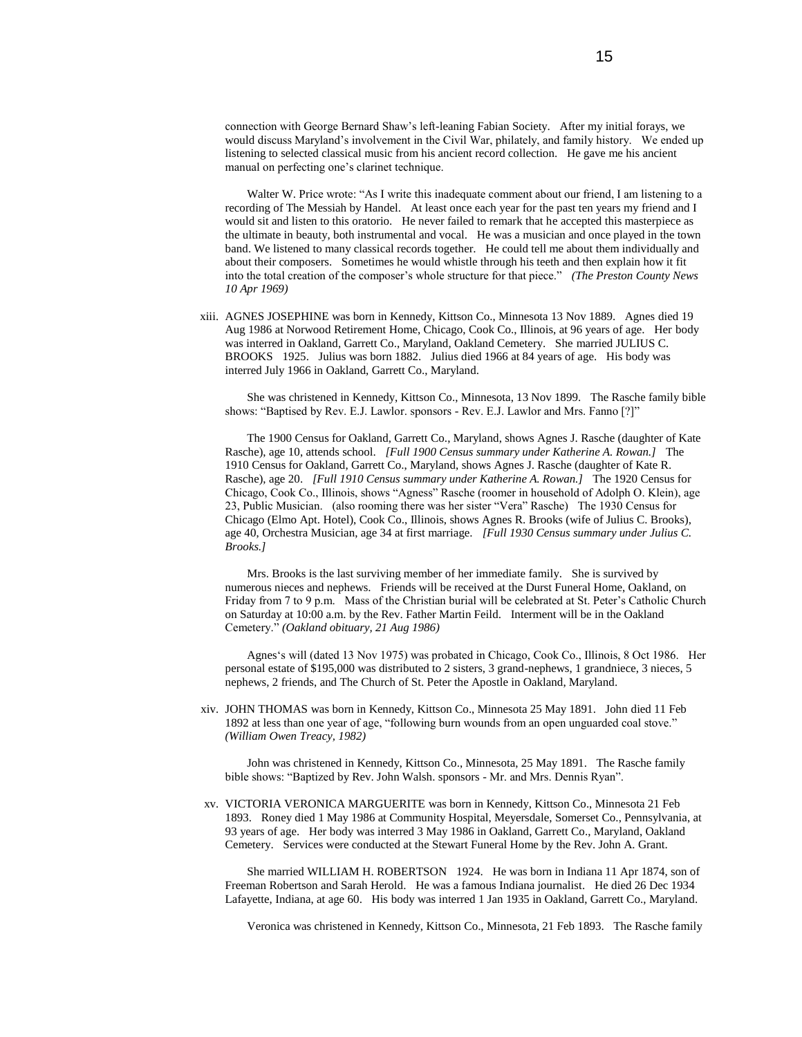connection with George Bernard Shaw's left-leaning Fabian Society. After my initial forays, we would discuss Maryland's involvement in the Civil War, philately, and family history. We ended up listening to selected classical music from his ancient record collection. He gave me his ancient manual on perfecting one's clarinet technique.

Walter W. Price wrote: "As I write this inadequate comment about our friend, I am listening to a recording of The Messiah by Handel. At least once each year for the past ten years my friend and I would sit and listen to this oratorio. He never failed to remark that he accepted this masterpiece as the ultimate in beauty, both instrumental and vocal. He was a musician and once played in the town band. We listened to many classical records together. He could tell me about them individually and about their composers. Sometimes he would whistle through his teeth and then explain how it fit into the total creation of the composer's whole structure for that piece." *(The Preston County News 10 Apr 1969)*

xiii. AGNES JOSEPHINE was born in Kennedy, Kittson Co., Minnesota 13 Nov 1889. Agnes died 19 Aug 1986 at Norwood Retirement Home, Chicago, Cook Co., Illinois, at 96 years of age. Her body was interred in Oakland, Garrett Co., Maryland, Oakland Cemetery. She married JULIUS C. BROOKS 1925. Julius was born 1882. Julius died 1966 at 84 years of age. His body was interred July 1966 in Oakland, Garrett Co., Maryland.

She was christened in Kennedy, Kittson Co., Minnesota, 13 Nov 1899. The Rasche family bible shows: "Baptised by Rev. E.J. Lawlor. sponsors - Rev. E.J. Lawlor and Mrs. Fanno [?]"

The 1900 Census for Oakland, Garrett Co., Maryland, shows Agnes J. Rasche (daughter of Kate Rasche), age 10, attends school. *[Full 1900 Census summary under Katherine A. Rowan.]* The 1910 Census for Oakland, Garrett Co., Maryland, shows Agnes J. Rasche (daughter of Kate R. Rasche), age 20. *[Full 1910 Census summary under Katherine A. Rowan.]* The 1920 Census for Chicago, Cook Co., Illinois, shows "Agness" Rasche (roomer in household of Adolph O. Klein), age 23, Public Musician. (also rooming there was her sister "Vera" Rasche) The 1930 Census for Chicago (Elmo Apt. Hotel), Cook Co., Illinois, shows Agnes R. Brooks (wife of Julius C. Brooks), age 40, Orchestra Musician, age 34 at first marriage. *[Full 1930 Census summary under Julius C. Brooks.]*

Mrs. Brooks is the last surviving member of her immediate family. She is survived by numerous nieces and nephews. Friends will be received at the Durst Funeral Home, Oakland, on Friday from 7 to 9 p.m. Mass of the Christian burial will be celebrated at St. Peter's Catholic Church on Saturday at 10:00 a.m. by the Rev. Father Martin Feild. Interment will be in the Oakland Cemetery." *(Oakland obituary, 21 Aug 1986)*

Agnes's will (dated 13 Nov 1975) was probated in Chicago, Cook Co., Illinois, 8 Oct 1986. Her personal estate of $195,000 was distributed to 2 sisters, 3 grand-nephews, 1 grandniece, 3 nieces, 5 nephews, 2 friends, and The Church of St. Peter the Apostle in Oakland, Maryland.

xiv. JOHN THOMAS was born in Kennedy, Kittson Co., Minnesota 25 May 1891. John died 11 Feb 1892 at less than one year of age, "following burn wounds from an open unguarded coal stove." *(William Owen Treacy, 1982)*

John was christened in Kennedy, Kittson Co., Minnesota, 25 May 1891. The Rasche family bible shows: "Baptized by Rev. John Walsh. sponsors - Mr. and Mrs. Dennis Ryan".

xv. VICTORIA VERONICA MARGUERITE was born in Kennedy, Kittson Co., Minnesota 21 Feb 1893. Roney died 1 May 1986 at Community Hospital, Meyersdale, Somerset Co., Pennsylvania, at 93 years of age. Her body was interred 3 May 1986 in Oakland, Garrett Co., Maryland, Oakland Cemetery. Services were conducted at the Stewart Funeral Home by the Rev. John A. Grant.

She married WILLIAM H. ROBERTSON 1924. He was born in Indiana 11 Apr 1874, son of Freeman Robertson and Sarah Herold. He was a famous Indiana journalist. He died 26 Dec 1934 Lafayette, Indiana, at age 60. His body was interred 1 Jan 1935 in Oakland, Garrett Co., Maryland.

Veronica was christened in Kennedy, Kittson Co., Minnesota, 21 Feb 1893. The Rasche family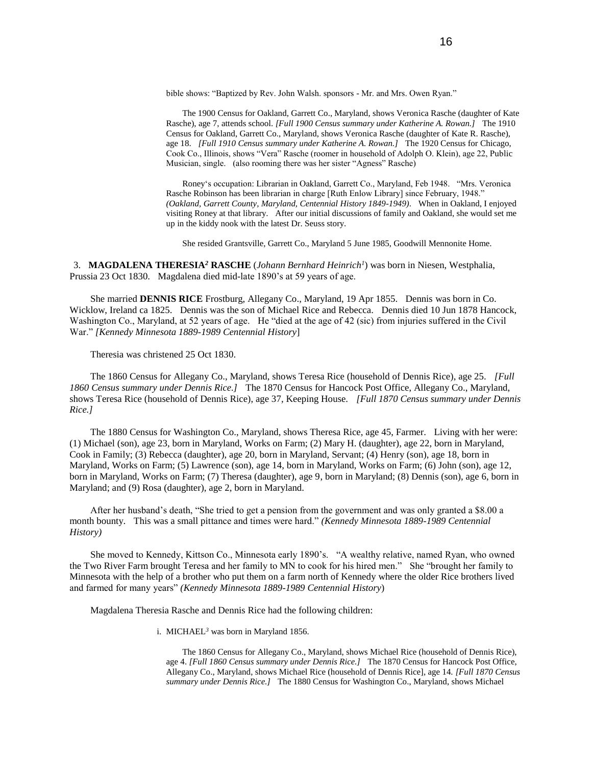bible shows: "Baptized by Rev. John Walsh. sponsors - Mr. and Mrs. Owen Ryan."

The 1900 Census for Oakland, Garrett Co., Maryland, shows Veronica Rasche (daughter of Kate Rasche), age 7, attends school. *[Full 1900 Census summary under Katherine A. Rowan.]* The 1910 Census for Oakland, Garrett Co., Maryland, shows Veronica Rasche (daughter of Kate R. Rasche), age 18. *[Full 1910 Census summary under Katherine A. Rowan.]* The 1920 Census for Chicago, Cook Co., Illinois, shows "Vera" Rasche (roomer in household of Adolph O. Klein), age 22, Public Musician, single. (also rooming there was her sister "Agness" Rasche)

Roney's occupation: Librarian in Oakland, Garrett Co., Maryland, Feb 1948. "Mrs. Veronica Rasche Robinson has been librarian in charge [Ruth Enlow Library] since February, 1948." *(Oakland, Garrett County, Maryland, Centennial History 1849-1949)*. When in Oakland, I enjoyed visiting Roney at that library. After our initial discussions of family and Oakland, she would set me up in the kiddy nook with the latest Dr. Seuss story.

She resided Grantsville, Garrett Co., Maryland 5 June 1985, Goodwill Mennonite Home.

3. **MAGDALENA THERESIA[2] RASCHE** (*Johann Bernhard Heinrich[1]*) was born in Niesen, Westphalia, Prussia 23 Oct 1830. Magdalena died mid-late 1890's at 59 years of age.

She married **DENNIS RICE** Frostburg, Allegany Co., Maryland, 19 Apr 1855. Dennis was born in Co. Wicklow, Ireland ca 1825. Dennis was the son of Michael Rice and Rebecca. Dennis died 10 Jun 1878 Hancock, Washington Co., Maryland, at 52 years of age. He "died at the age of 42 (sic) from injuries suffered in the Civil War." *[Kennedy Minnesota 1889-1989 Centennial History]*

Theresia was christened 25 Oct 1830.

The 1860 Census for Allegany Co., Maryland, shows Teresa Rice (household of Dennis Rice), age 25. *[Full 1860 Census summary under Dennis Rice.]* The 1870 Census for Hancock Post Office, Allegany Co., Maryland, shows Teresa Rice (household of Dennis Rice), age 37, Keeping House. *[Full 1870 Census summary under Dennis Rice.]*

The 1880 Census for Washington Co., Maryland, shows Theresa Rice, age 45, Farmer. Living with her were: (1) Michael (son), age 23, born in Maryland, Works on Farm; (2) Mary H. (daughter), age 22, born in Maryland, Cook in Family; (3) Rebecca (daughter), age 20, born in Maryland, Servant; (4) Henry (son), age 18, born in Maryland, Works on Farm; (5) Lawrence (son), age 14, born in Maryland, Works on Farm; (6) John (son), age 12, born in Maryland, Works on Farm; (7) Theresa (daughter), age 9, born in Maryland; (8) Dennis (son), age 6, born in Maryland; and (9) Rosa (daughter), age 2, born in Maryland.

After her husband's death, "She tried to get a pension from the government and was only granted a $8.00 a month bounty. This was a small pittance and times were hard." *(Kennedy Minnesota 1889-1989 Centennial History)*

She moved to Kennedy, Kittson Co., Minnesota early 1890's. "A wealthy relative, named Ryan, who owned the Two River Farm brought Teresa and her family to MN to cook for his hired men." She "brought her family to Minnesota with the help of a brother who put them on a farm north of Kennedy where the older Rice brothers lived and farmed for many years" *(Kennedy Minnesota 1889-1989 Centennial History)*

Magdalena Theresia Rasche and Dennis Rice had the following children:

i. MICHAEL[3] was born in Maryland 1856.

The 1860 Census for Allegany Co., Maryland, shows Michael Rice (household of Dennis Rice), age 4. *[Full 1860 Census summary under Dennis Rice.]* The 1870 Census for Hancock Post Office, Allegany Co., Maryland, shows Michael Rice (household of Dennis Rice], age 14. *[Full 1870 Census summary under Dennis Rice.]* The 1880 Census for Washington Co., Maryland, shows Michael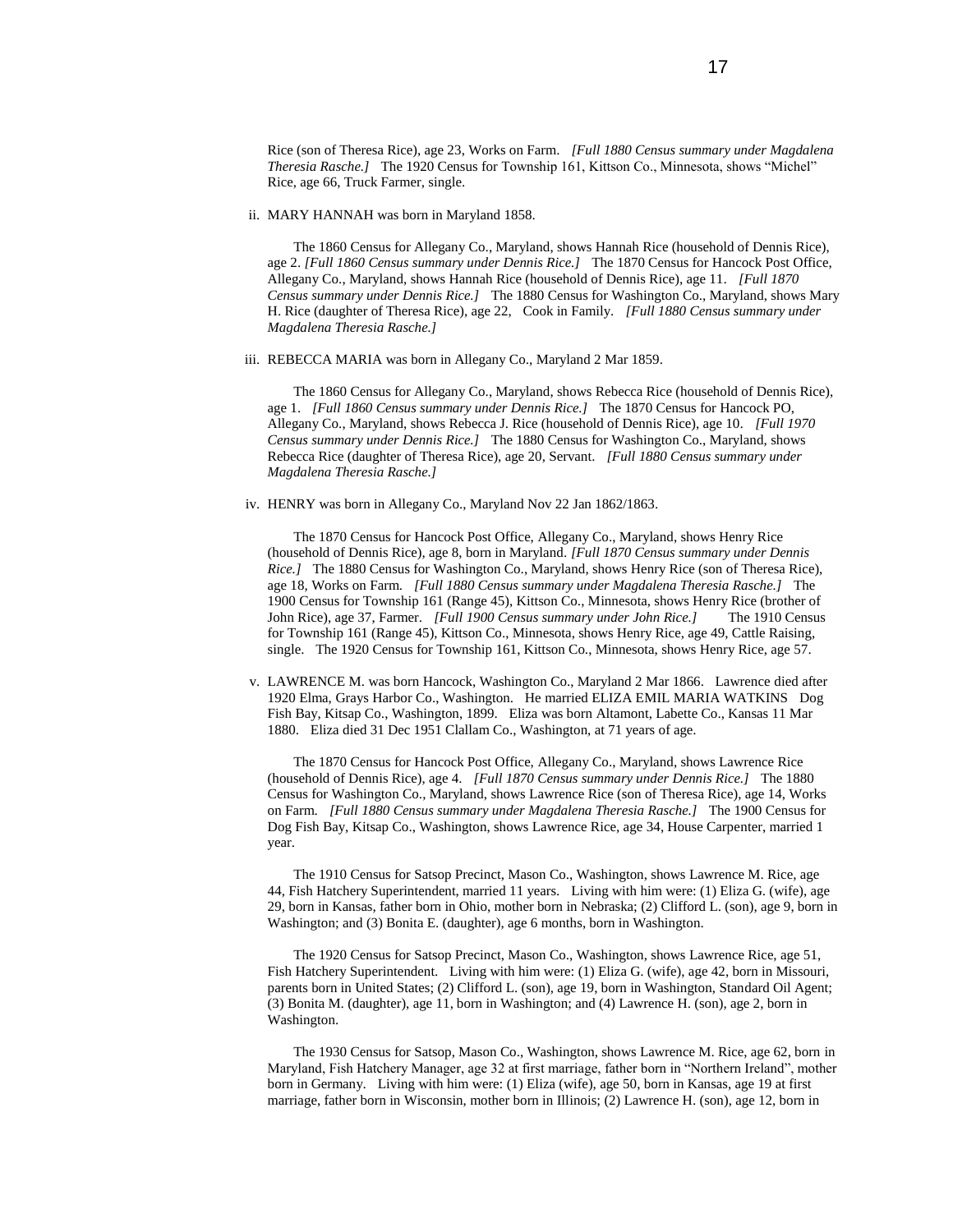Rice (son of Theresa Rice), age 23, Works on Farm. *[Full 1880 Census summary under Magdalena Theresia Rasche.]* The 1920 Census for Township 161, Kittson Co., Minnesota, shows "Michel" Rice, age 66, Truck Farmer, single.

ii. MARY HANNAH was born in Maryland 1858.

The 1860 Census for Allegany Co., Maryland, shows Hannah Rice (household of Dennis Rice), age 2. *[Full 1860 Census summary under Dennis Rice.]* The 1870 Census for Hancock Post Office, Allegany Co., Maryland, shows Hannah Rice (household of Dennis Rice), age 11. *[Full 1870 Census summary under Dennis Rice.]* The 1880 Census for Washington Co., Maryland, shows Mary H. Rice (daughter of Theresa Rice), age 22, Cook in Family. *[Full 1880 Census summary under Magdalena Theresia Rasche.]*

iii. REBECCA MARIA was born in Allegany Co., Maryland 2 Mar 1859.

The 1860 Census for Allegany Co., Maryland, shows Rebecca Rice (household of Dennis Rice), age 1. *[Full 1860 Census summary under Dennis Rice.]* The 1870 Census for Hancock PO, Allegany Co., Maryland, shows Rebecca J. Rice (household of Dennis Rice), age 10. *[Full 1970 Census summary under Dennis Rice.]* The 1880 Census for Washington Co., Maryland, shows Rebecca Rice (daughter of Theresa Rice), age 20, Servant. *[Full 1880 Census summary under Magdalena Theresia Rasche.]*

iv. HENRY was born in Allegany Co., Maryland Nov 22 Jan 1862/1863.

The 1870 Census for Hancock Post Office, Allegany Co., Maryland, shows Henry Rice (household of Dennis Rice), age 8, born in Maryland. *[Full 1870 Census summary under Dennis Rice.]* The 1880 Census for Washington Co., Maryland, shows Henry Rice (son of Theresa Rice), age 18, Works on Farm. *[Full 1880 Census summary under Magdalena Theresia Rasche.]* The 1900 Census for Township 161 (Range 45), Kittson Co., Minnesota, shows Henry Rice (brother of John Rice), age 37, Farmer. *[Full 1900 Census summary under John Rice.]* The 1910 Census for Township 161 (Range 45), Kittson Co., Minnesota, shows Henry Rice, age 49, Cattle Raising, single. The 1920 Census for Township 161, Kittson Co., Minnesota, shows Henry Rice, age 57.

v. LAWRENCE M. was born Hancock, Washington Co., Maryland 2 Mar 1866. Lawrence died after 1920 Elma, Grays Harbor Co., Washington. He married ELIZA EMIL MARIA WATKINS Dog Fish Bay, Kitsap Co., Washington, 1899. Eliza was born Altamont, Labette Co., Kansas 11 Mar 1880. Eliza died 31 Dec 1951 Clallam Co., Washington, at 71 years of age.

The 1870 Census for Hancock Post Office, Allegany Co., Maryland, shows Lawrence Rice (household of Dennis Rice), age 4. *[Full 1870 Census summary under Dennis Rice.]* The 1880 Census for Washington Co., Maryland, shows Lawrence Rice (son of Theresa Rice), age 14, Works on Farm. *[Full 1880 Census summary under Magdalena Theresia Rasche.]* The 1900 Census for Dog Fish Bay, Kitsap Co., Washington, shows Lawrence Rice, age 34, House Carpenter, married 1 year.

The 1910 Census for Satsop Precinct, Mason Co., Washington, shows Lawrence M. Rice, age 44, Fish Hatchery Superintendent, married 11 years. Living with him were: (1) Eliza G. (wife), age 29, born in Kansas, father born in Ohio, mother born in Nebraska; (2) Clifford L. (son), age 9, born in Washington; and (3) Bonita E. (daughter), age 6 months, born in Washington.

The 1920 Census for Satsop Precinct, Mason Co., Washington, shows Lawrence Rice, age 51, Fish Hatchery Superintendent. Living with him were: (1) Eliza G. (wife), age 42, born in Missouri, parents born in United States; (2) Clifford L. (son), age 19, born in Washington, Standard Oil Agent; (3) Bonita M. (daughter), age 11, born in Washington; and (4) Lawrence H. (son), age 2, born in Washington.

The 1930 Census for Satsop, Mason Co., Washington, shows Lawrence M. Rice, age 62, born in Maryland, Fish Hatchery Manager, age 32 at first marriage, father born in "Northern Ireland", mother born in Germany. Living with him were: (1) Eliza (wife), age 50, born in Kansas, age 19 at first marriage, father born in Wisconsin, mother born in Illinois; (2) Lawrence H. (son), age 12, born in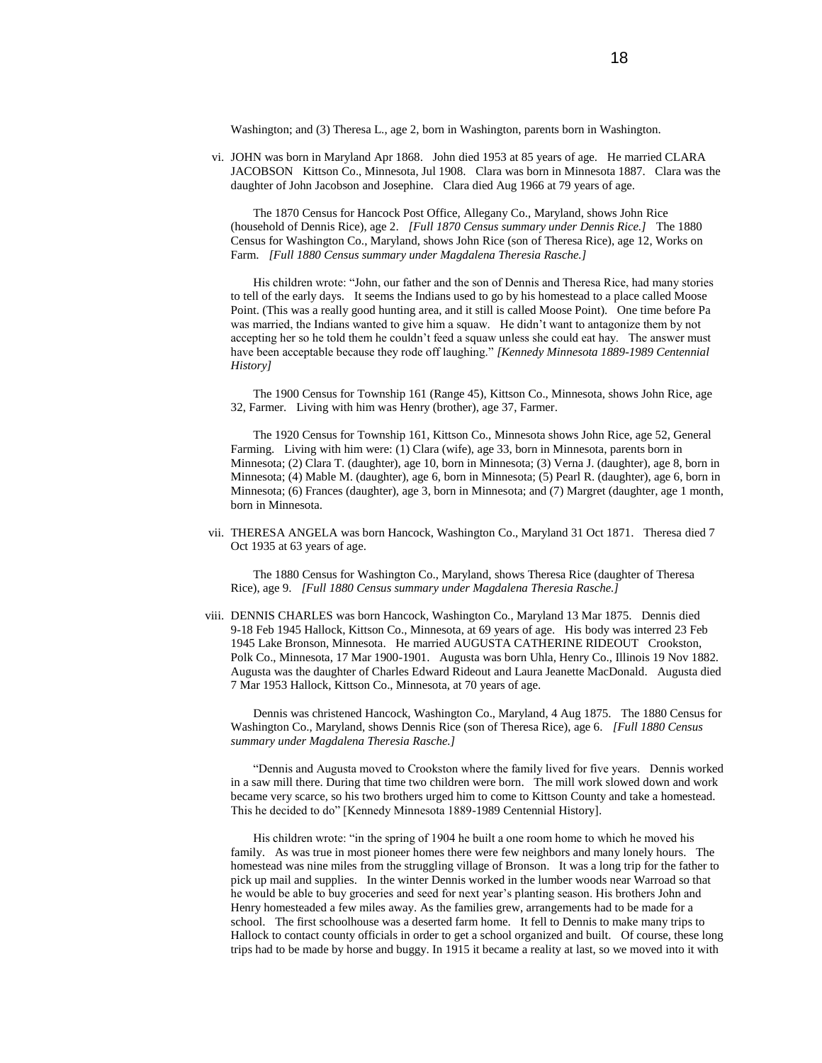Washington; and (3) Theresa L., age 2, born in Washington, parents born in Washington.

vi. JOHN was born in Maryland Apr 1868. John died 1953 at 85 years of age. He married CLARA JACOBSON Kittson Co., Minnesota, Jul 1908. Clara was born in Minnesota 1887. Clara was the daughter of John Jacobson and Josephine. Clara died Aug 1966 at 79 years of age.

The 1870 Census for Hancock Post Office, Allegany Co., Maryland, shows John Rice (household of Dennis Rice), age 2. *[Full 1870 Census summary under Dennis Rice.]* The 1880 Census for Washington Co., Maryland, shows John Rice (son of Theresa Rice), age 12, Works on Farm. *[Full 1880 Census summary under Magdalena Theresia Rasche.]*

His children wrote: "John, our father and the son of Dennis and Theresa Rice, had many stories to tell of the early days. It seems the Indians used to go by his homestead to a place called Moose Point. (This was a really good hunting area, and it still is called Moose Point). One time before Pa was married, the Indians wanted to give him a squaw. He didn't want to antagonize them by not accepting her so he told them he couldn't feed a squaw unless she could eat hay. The answer must have been acceptable because they rode off laughing." *[Kennedy Minnesota 1889-1989 Centennial History]*

The 1900 Census for Township 161 (Range 45), Kittson Co., Minnesota, shows John Rice, age 32, Farmer. Living with him was Henry (brother), age 37, Farmer.

The 1920 Census for Township 161, Kittson Co., Minnesota shows John Rice, age 52, General Farming. Living with him were: (1) Clara (wife), age 33, born in Minnesota, parents born in Minnesota; (2) Clara T. (daughter), age 10, born in Minnesota; (3) Verna J. (daughter), age 8, born in Minnesota; (4) Mable M. (daughter), age 6, born in Minnesota; (5) Pearl R. (daughter), age 6, born in Minnesota; (6) Frances (daughter), age 3, born in Minnesota; and (7) Margret (daughter, age 1 month, born in Minnesota.

vii. THERESA ANGELA was born Hancock, Washington Co., Maryland 31 Oct 1871. Theresa died 7 Oct 1935 at 63 years of age.

The 1880 Census for Washington Co., Maryland, shows Theresa Rice (daughter of Theresa Rice), age 9. *[Full 1880 Census summary under Magdalena Theresia Rasche.]*

viii. DENNIS CHARLES was born Hancock, Washington Co., Maryland 13 Mar 1875. Dennis died 9-18 Feb 1945 Hallock, Kittson Co., Minnesota, at 69 years of age. His body was interred 23 Feb 1945 Lake Bronson, Minnesota. He married AUGUSTA CATHERINE RIDEOUT Crookston, Polk Co., Minnesota, 17 Mar 1900-1901. Augusta was born Uhla, Henry Co., Illinois 19 Nov 1882. Augusta was the daughter of Charles Edward Rideout and Laura Jeanette MacDonald. Augusta died 7 Mar 1953 Hallock, Kittson Co., Minnesota, at 70 years of age.

Dennis was christened Hancock, Washington Co., Maryland, 4 Aug 1875. The 1880 Census for Washington Co., Maryland, shows Dennis Rice (son of Theresa Rice), age 6. *[Full 1880 Census summary under Magdalena Theresia Rasche.]*

"Dennis and Augusta moved to Crookston where the family lived for five years. Dennis worked in a saw mill there. During that time two children were born. The mill work slowed down and work became very scarce, so his two brothers urged him to come to Kittson County and take a homestead. This he decided to do" [Kennedy Minnesota 1889-1989 Centennial History].

His children wrote: "in the spring of 1904 he built a one room home to which he moved his family. As was true in most pioneer homes there were few neighbors and many lonely hours. The homestead was nine miles from the struggling village of Bronson. It was a long trip for the father to pick up mail and supplies. In the winter Dennis worked in the lumber woods near Warroad so that he would be able to buy groceries and seed for next year's planting season. His brothers John and Henry homesteaded a few miles away. As the families grew, arrangements had to be made for a school. The first schoolhouse was a deserted farm home. It fell to Dennis to make many trips to Hallock to contact county officials in order to get a school organized and built. Of course, these long trips had to be made by horse and buggy. In 1915 it became a reality at last, so we moved into it with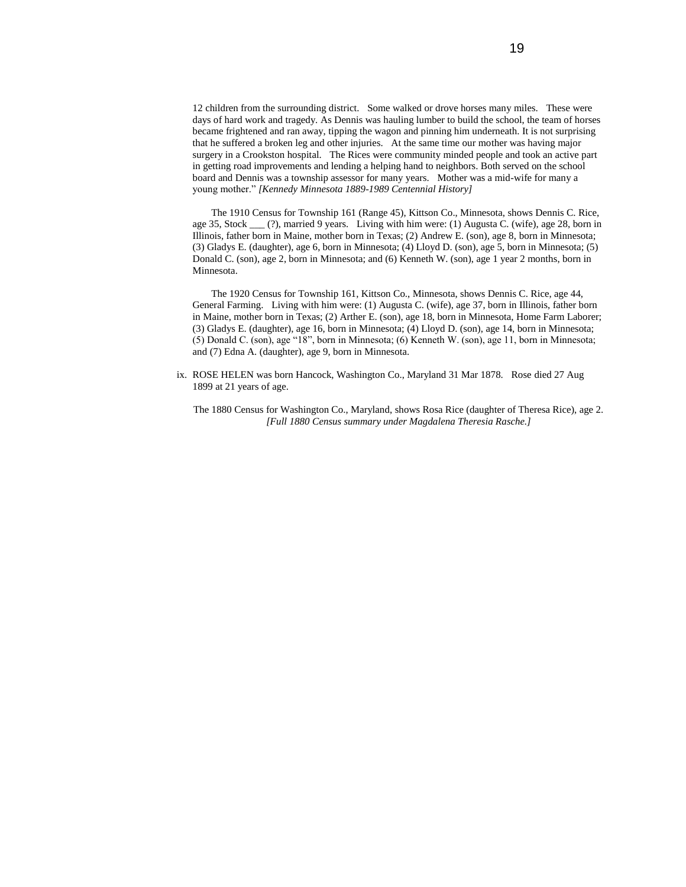12 children from the surrounding district. Some walked or drove horses many miles. These were days of hard work and tragedy. As Dennis was hauling lumber to build the school, the team of horses became frightened and ran away, tipping the wagon and pinning him underneath. It is not surprising that he suffered a broken leg and other injuries. At the same time our mother was having major surgery in a Crookston hospital. The Rices were community minded people and took an active part in getting road improvements and lending a helping hand to neighbors. Both served on the school board and Dennis was a township assessor for many years. Mother was a mid-wife for many a young mother." *[Kennedy Minnesota 1889-1989 Centennial History]*

The 1910 Census for Township 161 (Range 45), Kittson Co., Minnesota, shows Dennis C. Rice, age 35, Stock ___ (?), married 9 years. Living with him were: (1) Augusta C. (wife), age 28, born in Illinois, father born in Maine, mother born in Texas; (2) Andrew E. (son), age 8, born in Minnesota; (3) Gladys E. (daughter), age 6, born in Minnesota; (4) Lloyd D. (son), age 5, born in Minnesota; (5) Donald C. (son), age 2, born in Minnesota; and (6) Kenneth W. (son), age 1 year 2 months, born in Minnesota.

The 1920 Census for Township 161, Kittson Co., Minnesota, shows Dennis C. Rice, age 44, General Farming. Living with him were: (1) Augusta C. (wife), age 37, born in Illinois, father born in Maine, mother born in Texas; (2) Arther E. (son), age 18, born in Minnesota, Home Farm Laborer; (3) Gladys E. (daughter), age 16, born in Minnesota; (4) Lloyd D. (son), age 14, born in Minnesota; (5) Donald C. (son), age "18", born in Minnesota; (6) Kenneth W. (son), age 11, born in Minnesota; and (7) Edna A. (daughter), age 9, born in Minnesota.

ix. ROSE HELEN was born Hancock, Washington Co., Maryland 31 Mar 1878. Rose died 27 Aug 1899 at 21 years of age.

The 1880 Census for Washington Co., Maryland, shows Rosa Rice (daughter of Theresa Rice), age 2. *[Full 1880 Census summary under Magdalena Theresia Rasche.]*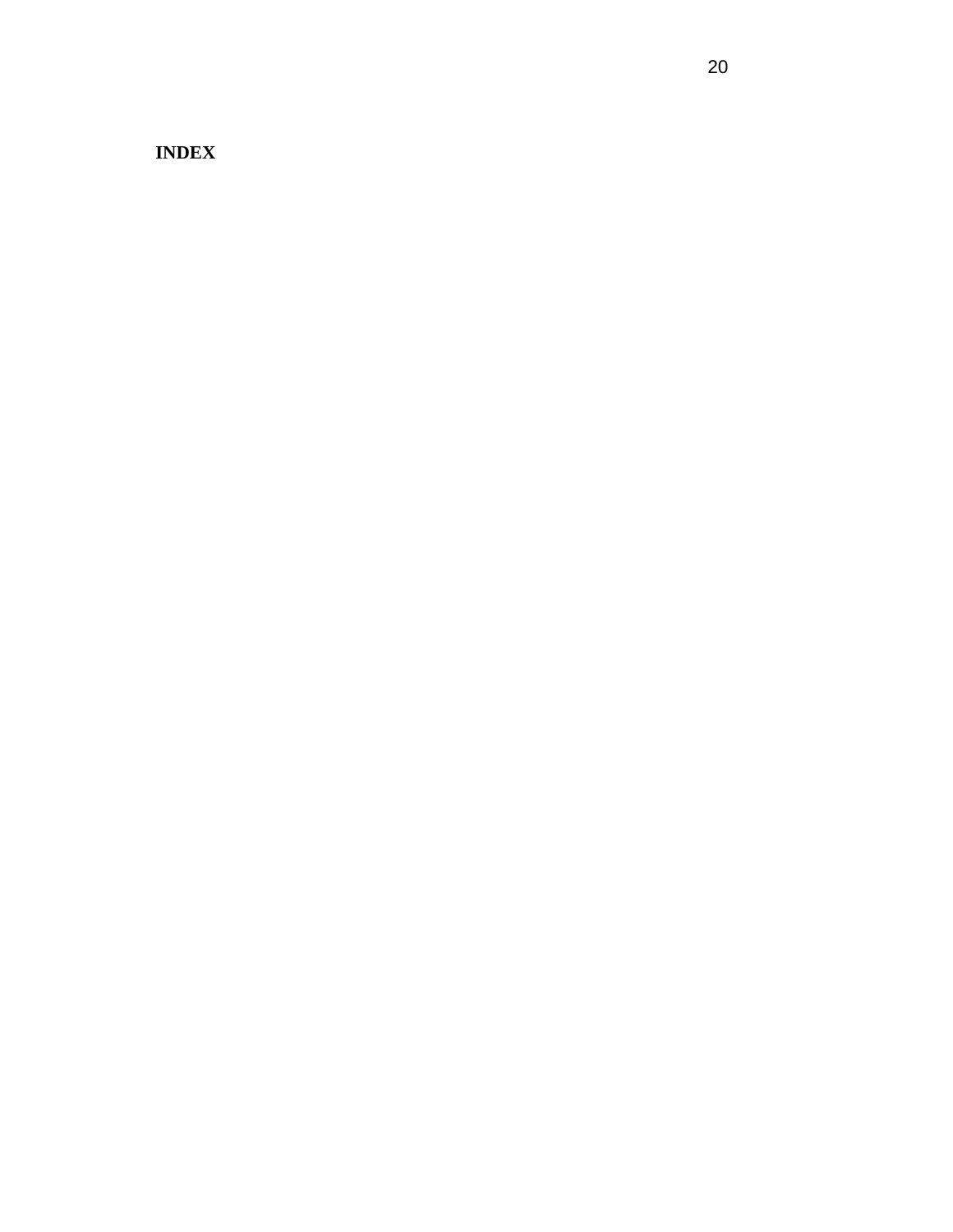**INDEX**